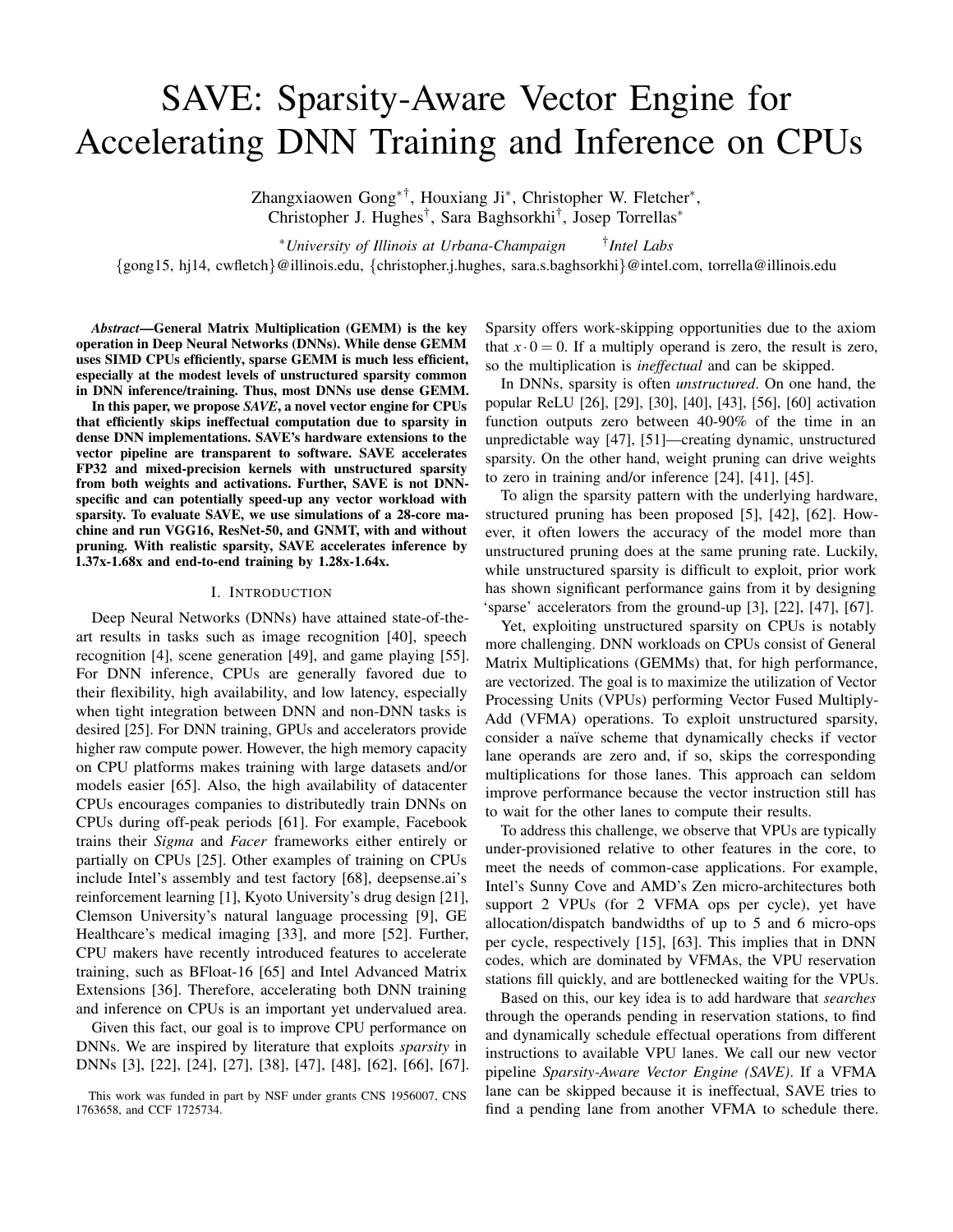# SAVE: Sparsity-Aware Vector Engine for Accelerating DNN Training and Inference on CPUs

Zhangxiaowen Gong[*†], Houxiang Ji[*], Christopher W. Fletcher[*], Christopher J. Hughes[†], Sara Baghsorkhi[†], Josep Torrellas[*]

[*]*University of Illinois at Urbana-Champaign* [†]*Intel Labs*

{gong15, hj14, cwfletch}@illinois.edu, {christopher.j.hughes, sara.s.baghsorkhi}@intel.com, torrella@illinois.edu

***Abstract*—General Matrix Multiplication (GEMM) is the key operation in Deep Neural Networks (DNNs). While dense GEMM uses SIMD CPUs efficiently, sparse GEMM is much less efficient, especially at the modest levels of unstructured sparsity common in DNN inference/training. Thus, most DNNs use dense GEMM.**

**In this paper, we propose *SAVE*, a novel vector engine for CPUs that efficiently skips ineffectual computation due to sparsity in dense DNN implementations. SAVE's hardware extensions to the vector pipeline are transparent to software. SAVE accelerates FP32 and mixed-precision kernels with unstructured sparsity from both weights and activations. Further, SAVE is not DNN-specific and can potentially speed-up any vector workload with sparsity. To evaluate SAVE, we use simulations of a 28-core machine and run VGG16, ResNet-50, and GNMT, with and without pruning. With realistic sparsity, SAVE accelerates inference by 1.37x-1.68x and end-to-end training by 1.28x-1.64x.**

## I. Introduction

Deep Neural Networks (DNNs) have attained state-of-the-art results in tasks such as image recognition [40], speech recognition [4], scene generation [49], and game playing [55]. For DNN inference, CPUs are generally favored due to their flexibility, high availability, and low latency, especially when tight integration between DNN and non-DNN tasks is desired [25]. For DNN training, GPUs and accelerators provide higher raw compute power. However, the high memory capacity on CPU platforms makes training with large datasets and/or models easier [65]. Also, the high availability of datacenter CPUs encourages companies to distributedly train DNNs on CPUs during off-peak periods [61]. For example, Facebook trains their *Sigma* and *Facer* frameworks either entirely or partially on CPUs [25]. Other examples of training on CPUs include Intel's assembly and test factory [68], deepsense.ai's reinforcement learning [1], Kyoto University's drug design [21], Clemson University's natural language processing [9], GE Healthcare's medical imaging [33], and more [52]. Further, CPU makers have recently introduced features to accelerate training, such as BFloat-16 [65] and Intel Advanced Matrix Extensions [36]. Therefore, accelerating both DNN training and inference on CPUs is an important yet undervalued area.

Given this fact, our goal is to improve CPU performance on DNNs. We are inspired by literature that exploits *sparsity* in DNNs [3], [22], [24], [27], [38], [47], [48], [62], [66], [67]. Sparsity offers work-skipping opportunities due to the axiom that $x \cdot 0 = 0$. If a multiply operand is zero, the result is zero, so the multiplication is *ineffectual* and can be skipped.

In DNNs, sparsity is often *unstructured*. On one hand, the popular ReLU [26], [29], [30], [40], [43], [56], [60] activation function outputs zero between 40-90% of the time in an unpredictable way [47], [51]—creating dynamic, unstructured sparsity. On the other hand, weight pruning can drive weights to zero in training and/or inference [24], [41], [45].

To align the sparsity pattern with the underlying hardware, structured pruning has been proposed [5], [42], [62]. However, it often lowers the accuracy of the model more than unstructured pruning does at the same pruning rate. Luckily, while unstructured sparsity is difficult to exploit, prior work has shown significant performance gains from it by designing 'sparse' accelerators from the ground-up [3], [22], [47], [67].

Yet, exploiting unstructured sparsity on CPUs is notably more challenging. DNN workloads on CPUs consist of General Matrix Multiplications (GEMMs) that, for high performance, are vectorized. The goal is to maximize the utilization of Vector Processing Units (VPUs) performing Vector Fused Multiply-Add (VFMA) operations. To exploit unstructured sparsity, consider a naïve scheme that dynamically checks if vector lane operands are zero and, if so, skips the corresponding multiplications for those lanes. This approach can seldom improve performance because the vector instruction still has to wait for the other lanes to compute their results.

To address this challenge, we observe that VPUs are typically under-provisioned relative to other features in the core, to meet the needs of common-case applications. For example, Intel's Sunny Cove and AMD's Zen micro-architectures both support 2 VPUs (for 2 VFMA ops per cycle), yet have allocation/dispatch bandwidths of up to 5 and 6 micro-ops per cycle, respectively [15], [63]. This implies that in DNN codes, which are dominated by VFMAs, the VPU reservation stations fill quickly, and are bottlenecked waiting for the VPUs.

Based on this, our key idea is to add hardware that *searches* through the operands pending in reservation stations, to find and dynamically schedule effectual operations from different instructions to available VPU lanes. We call our new vector pipeline *Sparsity-Aware Vector Engine (SAVE)*. If a VFMA lane can be skipped because it is ineffectual, SAVE tries to find a pending lane from another VFMA to schedule there.

This work was funded in part by NSF under grants CNS 1956007, CNS 1763658, and CCF 1725734.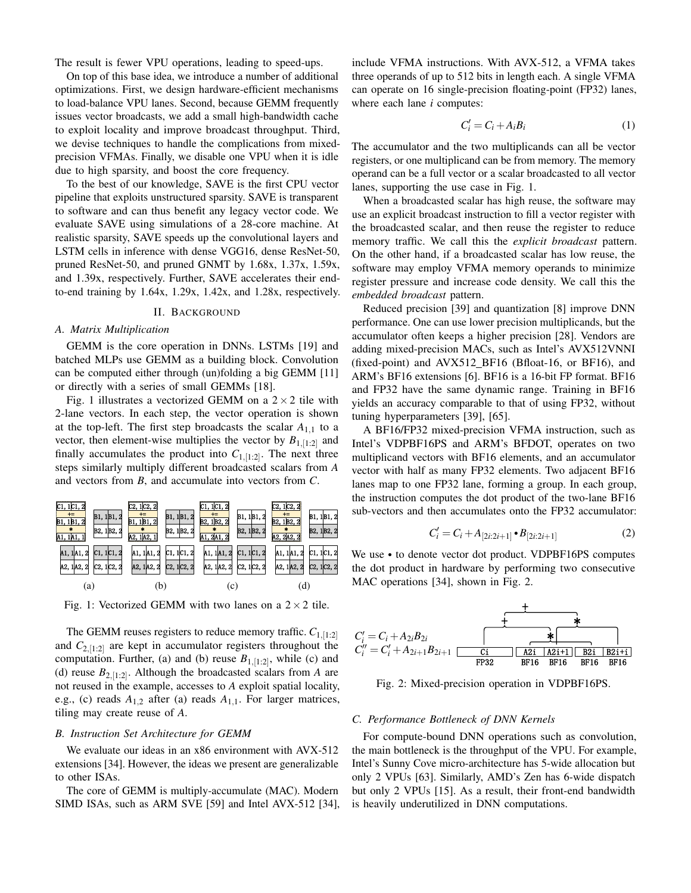The result is fewer VPU operations, leading to speed-ups.

On top of this base idea, we introduce a number of additional optimizations. First, we design hardware-efficient mechanisms to load-balance VPU lanes. Second, because GEMM frequently issues vector broadcasts, we add a small high-bandwidth cache to exploit locality and improve broadcast throughput. Third, we devise techniques to handle the complications from mixed-precision VFMAs. Finally, we disable one VPU when it is idle due to high sparsity, and boost the core frequency.

To the best of our knowledge, SAVE is the first CPU vector pipeline that exploits unstructured sparsity. SAVE is transparent to software and can thus benefit any legacy vector code. We evaluate SAVE using simulations of a 28-core machine. At realistic sparsity, SAVE speeds up the convolutional layers and LSTM cells in inference with dense VGG16, dense ResNet-50, pruned ResNet-50, and pruned GNMT by 1.68x, 1.37x, 1.59x, and 1.39x, respectively. Further, SAVE accelerates their end-to-end training by 1.64x, 1.29x, 1.42x, and 1.28x, respectively.

## II. Background

### A. Matrix Multiplication

GEMM is the core operation in DNNs. LSTMs [19] and batched MLPs use GEMM as a building block. Convolution can be computed either through (un)folding a big GEMM [11] or directly with a series of small GEMMs [18].

Fig. 1 illustrates a vectorized GEMM on a $2\times2$ tile with 2-lane vectors. In each step, the vector operation is shown at the top-left. The first step broadcasts the scalar $A_{1,1}$ to a vector, then element-wise multiplies the vector by $B_{1,[1:2]}$ and finally accumulates the product into $C_{1,[1:2]}$. The next three steps similarly multiply different broadcasted scalars from $A$ and vectors from $B$, and accumulate into vectors from $C$.

Fig. 1: Vectorized GEMM with two lanes on a $2\times2$ tile.

The GEMM reuses registers to reduce memory traffic. $C_{1,[1:2]}$ and $C_{2,[1:2]}$ are kept in accumulator registers throughout the computation. Further, (a) and (b) reuse $B_{1,[1:2]}$, while (c) and (d) reuse $B_{2,[1:2]}$. Although the broadcasted scalars from $A$ are not reused in the example, accesses to $A$ exploit spatial locality, e.g., (c) reads $A_{1,2}$ after (a) reads $A_{1,1}$. For larger matrices, tiling may create reuse of $A$.

### B. Instruction Set Architecture for GEMM

We evaluate our ideas in an x86 environment with AVX-512 extensions [34]. However, the ideas we present are generalizable to other ISAs.

The core of GEMM is multiply-accumulate (MAC). Modern SIMD ISAs, such as ARM SVE [59] and Intel AVX-512 [34], include VFMA instructions. With AVX-512, a VFMA takes three operands of up to 512 bits in length each. A single VFMA can operate on 16 single-precision floating-point (FP32) lanes, where each lane $i$ computes:

$$C_i' = C_i + A_i B_i \tag{1}$$

The accumulator and the two multiplicands can all be vector registers, or one multiplicand can be from memory. The memory operand can be a full vector or a scalar broadcasted to all vector lanes, supporting the use case in Fig. 1.

When a broadcasted scalar has high reuse, the software may use an explicit broadcast instruction to fill a vector register with the broadcasted scalar, and then reuse the register to reduce memory traffic. We call this the *explicit broadcast* pattern. On the other hand, if a broadcasted scalar has low reuse, the software may employ VFMA memory operands to minimize register pressure and increase code density. We call this the *embedded broadcast* pattern.

Reduced precision [39] and quantization [8] improve DNN performance. One can use lower precision multiplicands, but the accumulator often keeps a higher precision [28]. Vendors are adding mixed-precision MACs, such as Intel's AVX512VNNI (fixed-point) and AVX512_BF16 (Bfloat-16, or BF16), and ARM's BF16 extensions [6]. BF16 is a 16-bit FP format. BF16 and FP32 have the same dynamic range. Training in BF16 yields an accuracy comparable to that of using FP32, without tuning hyperparameters [39], [65].

A BF16/FP32 mixed-precision VFMA instruction, such as Intel's VDPBF16PS and ARM's BFDOT, operates on two multiplicand vectors with BF16 elements, and an accumulator vector with half as many FP32 elements. Two adjacent BF16 lanes map to one FP32 lane, forming a group. In each group, the instruction computes the dot product of the two-lane BF16 sub-vectors and then accumulates onto the FP32 accumulator:

$$C_i' = C_i + A_{[2i:2i+1]} \bullet B_{[2i:2i+1]} \tag{2}$$

We use $\bullet$ to denote vector dot product. VDPBF16PS computes the dot product in hardware by performing two consecutive MAC operations [34], shown in Fig. 2.

$$C_i' = C_i + A_{2i}B_{2i}$$
$$C_i'' = C_i' + A_{2i+1}B_{2i+1}$$

Fig. 2: Mixed-precision operation in VDPBF16PS.

### C. Performance Bottleneck of DNN Kernels

For compute-bound DNN operations such as convolution, the main bottleneck is the throughput of the VPU. For example, Intel's Sunny Cove micro-architecture has 5-wide allocation but only 2 VPUs [63]. Similarly, AMD's Zen has 6-wide dispatch but only 2 VPUs [15]. As a result, their front-end bandwidth is heavily underutilized in DNN computations.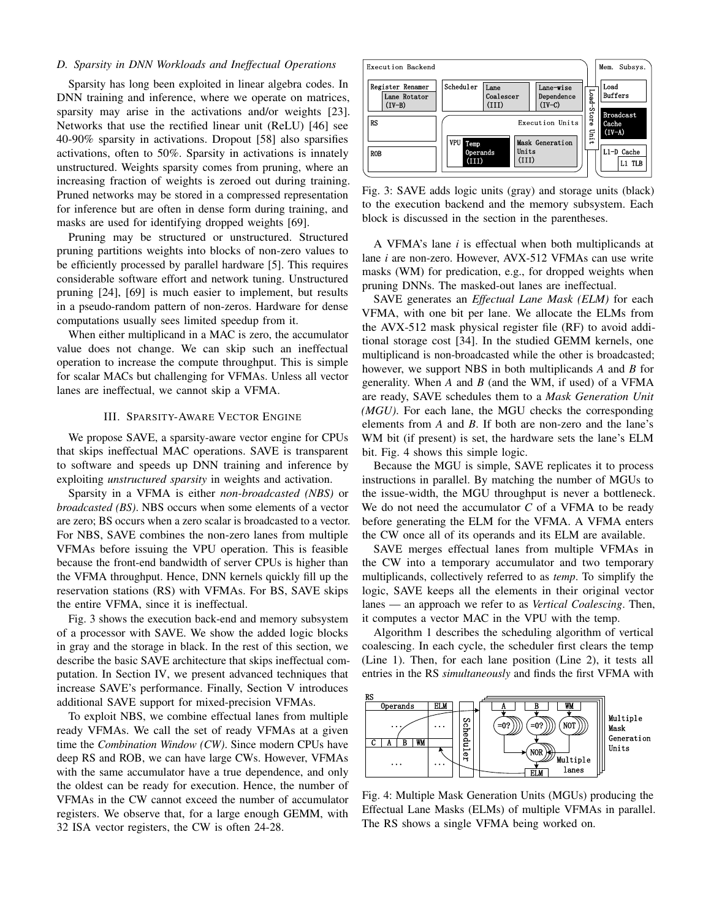### D. Sparsity in DNN Workloads and Ineffectual Operations

Sparsity has long been exploited in linear algebra codes. In DNN training and inference, where we operate on matrices, sparsity may arise in the activations and/or weights [23]. Networks that use the rectified linear unit (ReLU) [46] see 40-90% sparsity in activations. Dropout [58] also sparsifies activations, often to 50%. Sparsity in activations is innately unstructured. Weights sparsity comes from pruning, where an increasing fraction of weights is zeroed out during training. Pruned networks may be stored in a compressed representation for inference but are often in dense form during training, and masks are used for identifying dropped weights [69].

Pruning may be structured or unstructured. Structured pruning partitions weights into blocks of non-zero values to be efficiently processed by parallel hardware [5]. This requires considerable software effort and network tuning. Unstructured pruning [24], [69] is much easier to implement, but results in a pseudo-random pattern of non-zeros. Hardware for dense computations usually sees limited speedup from it.

When either multiplicand in a MAC is zero, the accumulator value does not change. We can skip such an ineffectual operation to increase the compute throughput. This is simple for scalar MACs but challenging for VFMAs. Unless all vector lanes are ineffectual, we cannot skip a VFMA.

## III. Sparsity-Aware Vector Engine

We propose SAVE, a sparsity-aware vector engine for CPUs that skips ineffectual MAC operations. SAVE is transparent to software and speeds up DNN training and inference by exploiting *unstructured sparsity* in weights and activation.

Sparsity in a VFMA is either *non-broadcasted (NBS)* or *broadcasted (BS)*. NBS occurs when some elements of a vector are zero; BS occurs when a zero scalar is broadcasted to a vector. For NBS, SAVE combines the non-zero lanes from multiple VFMAs before issuing the VPU operation. This is feasible because the front-end bandwidth of server CPUs is higher than the VFMA throughput. Hence, DNN kernels quickly fill up the reservation stations (RS) with VFMAs. For BS, SAVE skips the entire VFMA, since it is ineffectual.

Fig. 3 shows the execution back-end and memory subsystem of a processor with SAVE. We show the added logic blocks in gray and the storage in black. In the rest of this section, we describe the basic SAVE architecture that skips ineffectual computation. In Section IV, we present advanced techniques that increase SAVE's performance. Finally, Section V introduces additional SAVE support for mixed-precision VFMAs.

To exploit NBS, we combine effectual lanes from multiple ready VFMAs. We call the set of ready VFMAs at a given time the *Combination Window (CW)*. Since modern CPUs have deep RS and ROB, we can have large CWs. However, VFMAs with the same accumulator have a true dependence, and only the oldest can be ready for execution. Hence, the number of VFMAs in the CW cannot exceed the number of accumulator registers. We observe that, for a large enough GEMM, with 32 ISA vector registers, the CW is often 24-28.

Fig. 3: SAVE adds logic units (gray) and storage units (black) to the execution backend and the memory subsystem. Each block is discussed in the section in the parentheses.

A VFMA's lane *i* is effectual when both multiplicands at lane *i* are non-zero. However, AVX-512 VFMAs can use write masks (WM) for predication, e.g., for dropped weights when pruning DNNs. The masked-out lanes are ineffectual.

SAVE generates an *Effectual Lane Mask (ELM)* for each VFMA, with one bit per lane. We allocate the ELMs from the AVX-512 mask physical register file (RF) to avoid additional storage cost [34]. In the studied GEMM kernels, one multiplicand is non-broadcasted while the other is broadcasted; however, we support NBS in both multiplicands *A* and *B* for generality. When *A* and *B* (and the WM, if used) of a VFMA are ready, SAVE schedules them to a *Mask Generation Unit (MGU)*. For each lane, the MGU checks the corresponding elements from *A* and *B*. If both are non-zero and the lane's WM bit (if present) is set, the hardware sets the lane's ELM bit. Fig. 4 shows this simple logic.

Because the MGU is simple, SAVE replicates it to process instructions in parallel. By matching the number of MGUs to the issue-width, the MGU throughput is never a bottleneck. We do not need the accumulator *C* of a VFMA to be ready before generating the ELM for the VFMA. A VFMA enters the CW once all of its operands and its ELM are available.

SAVE merges effectual lanes from multiple VFMAs in the CW into a temporary accumulator and two temporary multiplicands, collectively referred to as *temp*. To simplify the logic, SAVE keeps all the elements in their original vector lanes — an approach we refer to as *Vertical Coalescing*. Then, it computes a vector MAC in the VPU with the temp.

Algorithm 1 describes the scheduling algorithm of vertical coalescing. In each cycle, the scheduler first clears the temp (Line 1). Then, for each lane position (Line 2), it tests all entries in the RS *simultaneously* and finds the first VFMA with

Fig. 4: Multiple Mask Generation Units (MGUs) producing the Effectual Lane Masks (ELMs) of multiple VFMAs in parallel. The RS shows a single VFMA being worked on.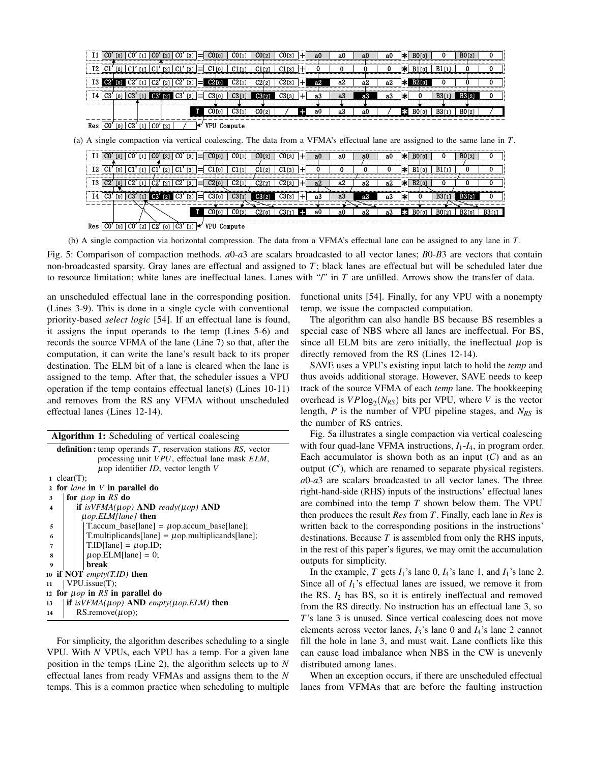(a) A single compaction via vertical coalescing. The data from a VFMA's effectual lane are assigned to the same lane in $T$.

(b) A single compaction via horizontal compression. The data from a VFMA's effectual lane can be assigned to any lane in $T$.

Fig. 5: Comparison of compaction methods. $a0$-$a3$ are scalars broadcasted to all vector lanes; $B0$-$B3$ are vectors that contain non-broadcasted sparsity. Gray lanes are effectual and assigned to $T$; black lanes are effectual but will be scheduled later due to resource limitation; white lanes are ineffectual lanes. Lanes with "/" in $T$ are unfilled. Arrows show the transfer of data.

an unscheduled effectual lane in the corresponding position. (Lines 3-9). This is done in a single cycle with conventional priority-based *select logic* [54]. If an effectual lane is found, it assigns the input operands to the temp (Lines 5-6) and records the source VFMA of the lane (Line 7) so that, after the computation, it can write the lane's result back to its proper destination. The ELM bit of a lane is cleared when the lane is assigned to the temp. After that, the scheduler issues a VPU operation if the temp contains effectual lane(s) (Lines 10-11) and removes from the RS any VFMA without unscheduled effectual lanes (Lines 12-14).

**Algorithm 1:** Scheduling of vertical coalescing

**definition:** temp operands $T$, reservation stations $RS$, vector processing unit $VPU$, effectual lane mask $ELM$, $\mu$op identifier $ID$, vector length $V$

```
1  clear(T);
2  for lane in V in parallel do
3      for μop in RS do
4          if isVFMA(μop) AND ready(μop) AND
             μop.ELM[lane] then
5              T.accum_base[lane] = μop.accum_base[lane];
6              T.multiplicands[lane] = μop.multiplicands[lane];
7              T.ID[lane] = μop.ID;
8              μop.ELM[lane] = 0;
9              break
10 if NOT empty(T.ID) then
11     VPU.issue(T);
12 for μop in RS in parallel do
13     if isVFMA(μop) AND empty(μop.ELM) then
14         RS.remove(μop);
```

For simplicity, the algorithm describes scheduling to a single VPU. With $N$ VPUs, each VPU has a temp. For a given lane position in the temps (Line 2), the algorithm selects up to $N$ effectual lanes from ready VFMAs and assigns them to the $N$ temps. This is a common practice when scheduling to multiple functional units [54]. Finally, for any VPU with a nonempty temp, we issue the compacted computation.

The algorithm can also handle BS because BS resembles a special case of NBS where all lanes are ineffectual. For BS, since all ELM bits are zero initially, the ineffectual $\mu$op is directly removed from the RS (Lines 12-14).

SAVE uses a VPU's existing input latch to hold the *temp* and thus avoids additional storage. However, SAVE needs to keep track of the source VFMA of each *temp* lane. The bookkeeping overhead is $VP\log_2(N_{RS})$ bits per VPU, where $V$ is the vector length, $P$ is the number of VPU pipeline stages, and $N_{RS}$ is the number of RS entries.

Fig. 5a illustrates a single compaction via vertical coalescing with four quad-lane VFMA instructions, $I_1$-$I_4$, in program order. Each accumulator is shown both as an input ($C$) and as an output ($C'$), which are renamed to separate physical registers. $a0$-$a3$ are scalars broadcasted to all vector lanes. The three right-hand-side (RHS) inputs of the instructions' effectual lanes are combined into the temp $T$ shown below them. The VPU then produces the result $Res$ from $T$. Finally, each lane in $Res$ is written back to the corresponding positions in the instructions' destinations. Because $T$ is assembled from only the RHS inputs, in the rest of this paper's figures, we may omit the accumulation outputs for simplicity.

In the example, $T$ gets $I_1$'s lane 0, $I_4$'s lane 1, and $I_1$'s lane 2. Since all of $I_1$'s effectual lanes are issued, we remove it from the RS. $I_2$ has BS, so it is entirely ineffectual and removed from the RS directly. No instruction has an effectual lane 3, so $T$'s lane 3 is unused. Since vertical coalescing does not move elements across vector lanes, $I_3$'s lane 0 and $I_4$'s lane 2 cannot fill the hole in lane 3, and must wait. Lane conflicts like this can cause load imbalance when NBS in the CW is unevenly distributed among lanes.

When an exception occurs, if there are unscheduled effectual lanes from VFMAs that are before the faulting instruction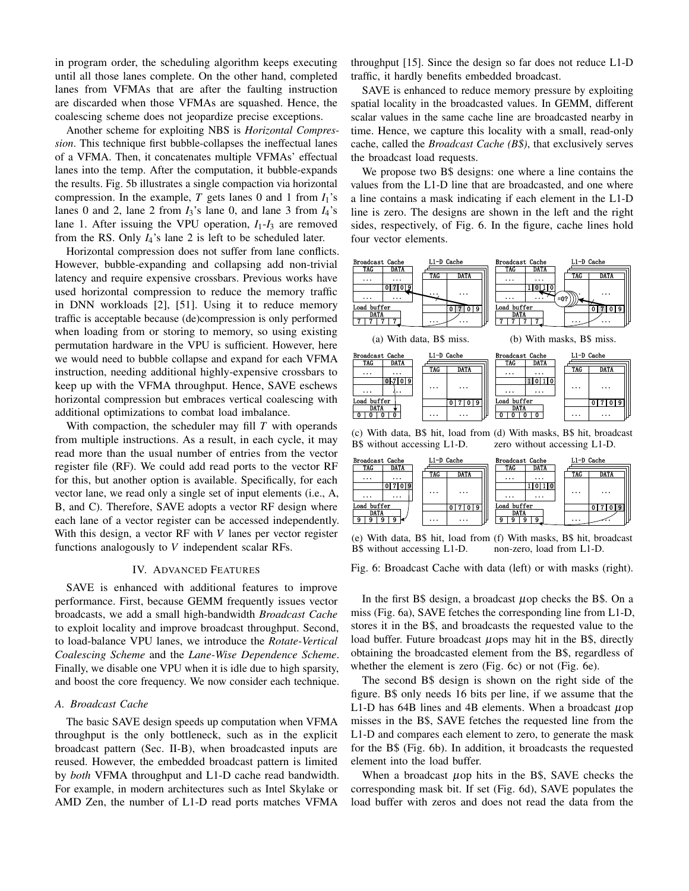in program order, the scheduling algorithm keeps executing until all those lanes complete. On the other hand, completed lanes from VFMAs that are after the faulting instruction are discarded when those VFMAs are squashed. Hence, the coalescing scheme does not jeopardize precise exceptions.

Another scheme for exploiting NBS is *Horizontal Compression*. This technique first bubble-collapses the ineffectual lanes of a VFMA. Then, it concatenates multiple VFMAs' effectual lanes into the temp. After the computation, it bubble-expands the results. Fig. 5b illustrates a single compaction via horizontal compression. In the example, $T$ gets lanes 0 and 1 from $I_1$'s lanes 0 and 2, lane 2 from $I_3$'s lane 0, and lane 3 from $I_4$'s lane 1. After issuing the VPU operation, $I_1$-$I_3$ are removed from the RS. Only $I_4$'s lane 2 is left to be scheduled later.

Horizontal compression does not suffer from lane conflicts. However, bubble-expanding and collapsing add non-trivial latency and require expensive crossbars. Previous works have used horizontal compression to reduce the memory traffic in DNN workloads [2], [51]. Using it to reduce memory traffic is acceptable because (de)compression is only performed when loading from or storing to memory, so using existing permutation hardware in the VPU is sufficient. However, here we would need to bubble collapse and expand for each VFMA instruction, needing additional highly-expensive crossbars to keep up with the VFMA throughput. Hence, SAVE eschews horizontal compression but embraces vertical coalescing with additional optimizations to combat load imbalance.

With compaction, the scheduler may fill $T$ with operands from multiple instructions. As a result, in each cycle, it may read more than the usual number of entries from the vector register file (RF). We could add read ports to the vector RF for this, but another option is available. Specifically, for each vector lane, we read only a single set of input elements (i.e., A, B, and C). Therefore, SAVE adopts a vector RF design where each lane of a vector register can be accessed independently. With this design, a vector RF with $V$ lanes per vector register functions analogously to $V$ independent scalar RFs.

## IV. Advanced Features

SAVE is enhanced with additional features to improve performance. First, because GEMM frequently issues vector broadcasts, we add a small high-bandwidth *Broadcast Cache* to exploit locality and improve broadcast throughput. Second, to load-balance VPU lanes, we introduce the *Rotate-Vertical Coalescing Scheme* and the *Lane-Wise Dependence Scheme*. Finally, we disable one VPU when it is idle due to high sparsity, and boost the core frequency. We now consider each technique.

### A. Broadcast Cache

The basic SAVE design speeds up computation when VFMA throughput is the only bottleneck, such as in the explicit broadcast pattern (Sec. II-B), when broadcasted inputs are reused. However, the embedded broadcast pattern is limited by *both* VFMA throughput and L1-D cache read bandwidth. For example, in modern architectures such as Intel Skylake or AMD Zen, the number of L1-D read ports matches VFMA throughput [15]. Since the design so far does not reduce L1-D traffic, it hardly benefits embedded broadcast.

SAVE is enhanced to reduce memory pressure by exploiting spatial locality in the broadcasted values. In GEMM, different scalar values in the same cache line are broadcasted nearby in time. Hence, we capture this locality with a small, read-only cache, called the *Broadcast Cache (B$)*, that exclusively serves the broadcast load requests.

We propose two B$ designs: one where a line contains the values from the L1-D line that are broadcasted, and one where a line contains a mask indicating if each element in the L1-D line is zero. The designs are shown in the left and the right sides, respectively, of Fig. 6. In the figure, cache lines hold four vector elements.

(a) With data, B$ miss.

(b) With masks, B$ miss.

(c) With data, B$ hit, load from B$ without accessing L1-D.

(d) With masks, B$ hit, broadcast zero without accessing L1-D.

(e) With data, B$ hit, load from B$ without accessing L1-D.

(f) With masks, B$ hit, broadcast non-zero, load from L1-D.

Fig. 6: Broadcast Cache with data (left) or with masks (right).

In the first B$ design, a broadcast $\mu$op checks the B$. On a miss (Fig. 6a), SAVE fetches the corresponding line from L1-D, stores it in the B$, and broadcasts the requested value to the load buffer. Future broadcast $\mu$ops may hit in the B$, directly obtaining the broadcasted element from the B$, regardless of whether the element is zero (Fig. 6c) or not (Fig. 6e).

The second B$ design is shown on the right side of the figure. B$ only needs 16 bits per line, if we assume that the L1-D has 64B lines and 4B elements. When a broadcast $\mu$op misses in the B$, SAVE fetches the requested line from the L1-D and compares each element to zero, to generate the mask for the B$ (Fig. 6b). In addition, it broadcasts the requested element into the load buffer.

When a broadcast $\mu$op hits in the B$, SAVE checks the corresponding mask bit. If set (Fig. 6d), SAVE populates the load buffer with zeros and does not read the data from the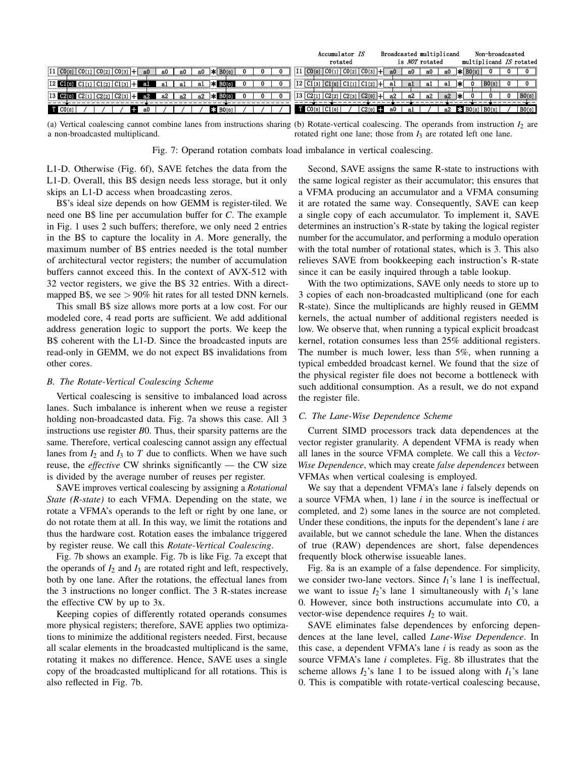Fig. 7: Operand rotation combats load imbalance in vertical coalescing.

(a) Vertical coalescing cannot combine lanes from instructions sharing a non-broadcasted multiplicand.

(b) Rotate-vertical coalescing. The operands from instruction $I_2$ are rotated right one lane; those from $I_3$ are rotated left one lane.

L1-D. Otherwise (Fig. 6f), SAVE fetches the data from the L1-D. Overall, this B$ design needs less storage, but it only skips an L1-D access when broadcasting zeros.

B$'s ideal size depends on how GEMM is register-tiled. We need one B$ line per accumulation buffer for *C*. The example in Fig. 1 uses 2 such buffers; therefore, we only need 2 entries in the B$ to capture the locality in *A*. More generally, the maximum number of B$ entries needed is the total number of architectural vector registers; the number of accumulation buffers cannot exceed this. In the context of AVX-512 with 32 vector registers, we give the B$ 32 entries. With a direct-mapped B$, we see $>90\%$ hit rates for all tested DNN kernels.

This small B$ size allows more ports at a low cost. For our modeled core, 4 read ports are sufficient. We add additional address generation logic to support the ports. We keep the B$ coherent with the L1-D. Since the broadcasted inputs are read-only in GEMM, we do not expect B$ invalidations from other cores.

### B. The Rotate-Vertical Coalescing Scheme

Vertical coalescing is sensitive to imbalanced load across lanes. Such imbalance is inherent when we reuse a register holding non-broadcasted data. Fig. 7a shows this case. All 3 instructions use register $B0$. Thus, their sparsity patterns are the same. Therefore, vertical coalescing cannot assign any effectual lanes from $I_2$ and $I_3$ to $T$ due to conflicts. When we have such reuse, the *effective* CW shrinks significantly — the CW size is divided by the average number of reuses per register.

SAVE improves vertical coalescing by assigning a *Rotational State (R-state)* to each VFMA. Depending on the state, we rotate a VFMA's operands to the left or right by one lane, or do not rotate them at all. In this way, we limit the rotations and thus the hardware cost. Rotation eases the imbalance triggered by register reuse. We call this *Rotate-Vertical Coalescing*.

Fig. 7b shows an example. Fig. 7b is like Fig. 7a except that the operands of $I_2$ and $I_3$ are rotated right and left, respectively, both by one lane. After the rotations, the effectual lanes from the 3 instructions no longer conflict. The 3 R-states increase the effective CW by up to 3x.

Keeping copies of differently rotated operands consumes more physical registers; therefore, SAVE applies two optimizations to minimize the additional registers needed. First, because all scalar elements in the broadcasted multiplicand is the same, rotating it makes no difference. Hence, SAVE uses a single copy of the broadcasted multiplicand for all rotations. This is also reflected in Fig. 7b.

Second, SAVE assigns the same R-state to instructions with the same logical register as their accumulator; this ensures that a VFMA producing an accumulator and a VFMA consuming it are rotated the same way. Consequently, SAVE can keep a single copy of each accumulator. To implement it, SAVE determines an instruction's R-state by taking the logical register number for the accumulator, and performing a modulo operation with the total number of rotational states, which is 3. This also relieves SAVE from bookkeeping each instruction's R-state since it can be easily inquired through a table lookup.

With the two optimizations, SAVE only needs to store up to 3 copies of each non-broadcasted multiplicand (one for each R-state). Since the multiplicands are highly reused in GEMM kernels, the actual number of additional registers needed is low. We observe that, when running a typical explicit broadcast kernel, rotation consumes less than 25% additional registers. The number is much lower, less than 5%, when running a typical embedded broadcast kernel. We found that the size of the physical register file does not become a bottleneck with such additional consumption. As a result, we do not expand the register file.

### C. The Lane-Wise Dependence Scheme

Current SIMD processors track data dependences at the vector register granularity. A dependent VFMA is ready when all lanes in the source VFMA complete. We call this a *Vector-Wise Dependence*, which may create *false dependences* between VFMAs when vertical coalesing is employed.

We say that a dependent VFMA's lane $i$ falsely depends on a source VFMA when, 1) lane $i$ in the source is ineffectual or completed, and 2) some lanes in the source are not completed. Under these conditions, the inputs for the dependent's lane $i$ are available, but we cannot schedule the lane. When the distances of true (RAW) dependences are short, false dependences frequently block otherwise issueable lanes.

Fig. 8a is an example of a false dependence. For simplicity, we consider two-lane vectors. Since $I_1$'s lane 1 is ineffectual, we want to issue $I_2$'s lane 1 simultaneously with $I_1$'s lane 0. However, since both instructions accumulate into $C0$, a vector-wise dependence requires $I_2$ to wait.

SAVE eliminates false dependences by enforcing dependences at the lane level, called *Lane-Wise Dependence*. In this case, a dependent VFMA's lane $i$ is ready as soon as the source VFMA's lane $i$ completes. Fig. 8b illustrates that the scheme allows $I_2$'s lane 1 to be issued along with $I_1$'s lane 0. This is compatible with rotate-vertical coalescing because,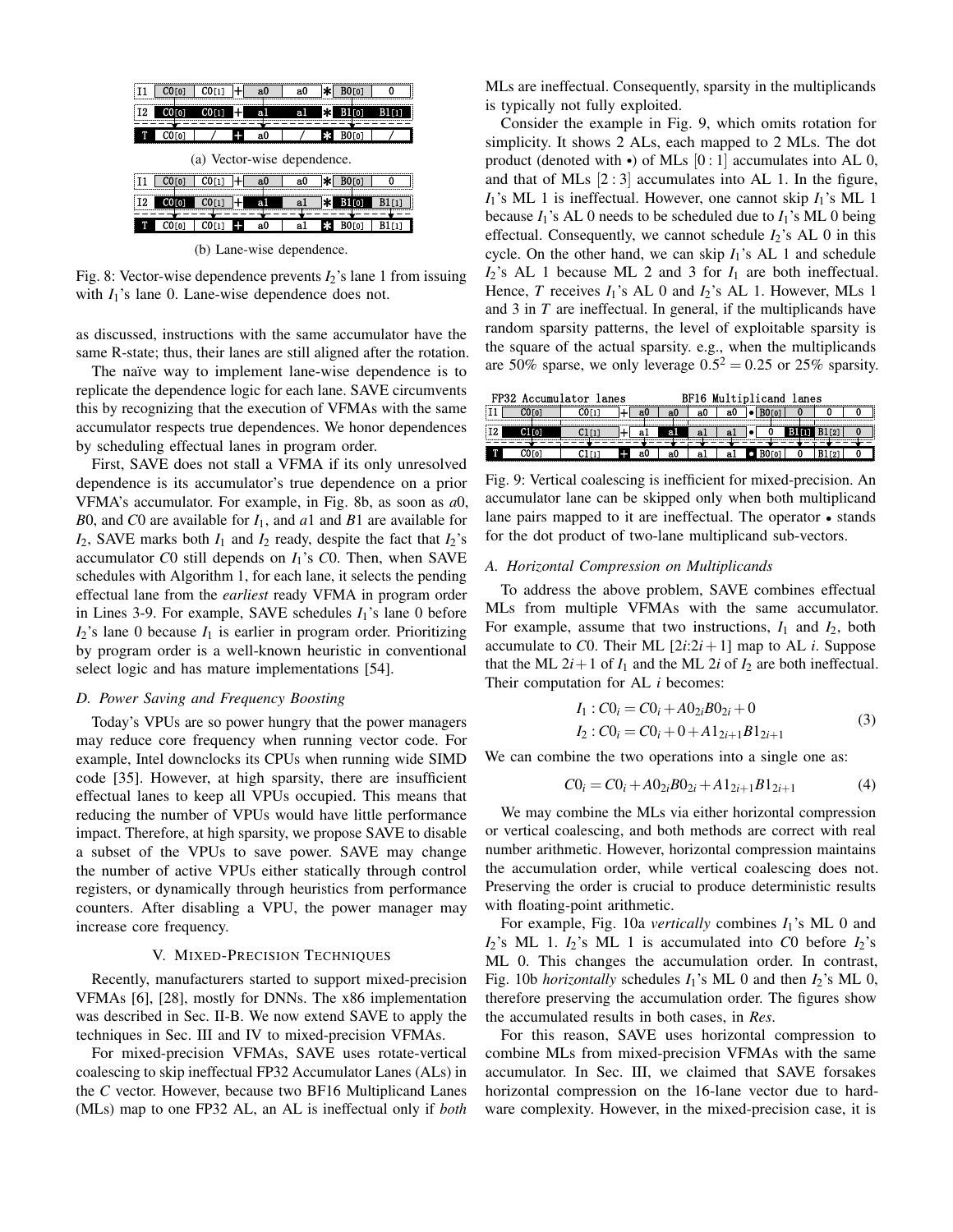| I1 | C0[0] | C0[1] | + | a0 | a0 | * | B0[0] | 0 |
|---|---|---|---|---|---|---|---|---|
| I2 | C0[0] | C0[1] | + | a1 | a1 | * | B1[0] | B1[1] |
| T | C0[0] | / | + | a0 | / | * | B0[0] | / |

(a) Vector-wise dependence.

| I1 | C0[0] | C0[1] | + | a0 | a0 | * | B0[0] | 0 |
|---|---|---|---|---|---|---|---|---|
| I2 | C0[0] | C0[1] | + | a1 | a1 | * | B1[0] | B1[1] |
| T | C0[0] | C0[1] | + | a0 | a1 | * | B0[0] | B1[1] |

(b) Lane-wise dependence.

Fig. 8: Vector-wise dependence prevents $I_2$'s lane 1 from issuing with $I_1$'s lane 0. Lane-wise dependence does not.

as discussed, instructions with the same accumulator have the same R-state; thus, their lanes are still aligned after the rotation.

The naïve way to implement lane-wise dependence is to replicate the dependence logic for each lane. SAVE circumvents this by recognizing that the execution of VFMAs with the same accumulator respects true dependences. We honor dependences by scheduling effectual lanes in program order.

First, SAVE does not stall a VFMA if its only unresolved dependence is its accumulator's true dependence on a prior VFMA's accumulator. For example, in Fig. 8b, as soon as $a0$, $B0$, and $C0$ are available for $I_1$, and $a1$ and $B1$ are available for $I_2$, SAVE marks both $I_1$ and $I_2$ ready, despite the fact that $I_2$'s accumulator $C0$ still depends on $I_1$'s $C0$. Then, when SAVE schedules with Algorithm 1, for each lane, it selects the pending effectual lane from the *earliest* ready VFMA in program order in Lines 3-9. For example, SAVE schedules $I_1$'s lane 0 before $I_2$'s lane 0 because $I_1$ is earlier in program order. Prioritizing by program order is a well-known heuristic in conventional select logic and has mature implementations [54].

### D. Power Saving and Frequency Boosting

Today's VPUs are so power hungry that the power managers may reduce core frequency when running vector code. For example, Intel downclocks its CPUs when running wide SIMD code [35]. However, at high sparsity, there are insufficient effectual lanes to keep all VPUs occupied. This means that reducing the number of VPUs would have little performance impact. Therefore, at high sparsity, we propose SAVE to disable a subset of the VPUs to save power. SAVE may change the number of active VPUs either statically through control registers, or dynamically through heuristics from performance counters. After disabling a VPU, the power manager may increase core frequency.

## V. Mixed-Precision Techniques

Recently, manufacturers started to support mixed-precision VFMAs [6], [28], mostly for DNNs. The x86 implementation was described in Sec. II-B. We now extend SAVE to apply the techniques in Sec. III and IV to mixed-precision VFMAs.

For mixed-precision VFMAs, SAVE uses rotate-vertical coalescing to skip ineffectual FP32 Accumulator Lanes (ALs) in the $C$ vector. However, because two BF16 Multiplicand Lanes (MLs) map to one FP32 AL, an AL is ineffectual only if *both* MLs are ineffectual. Consequently, sparsity in the multiplicands is typically not fully exploited.

Consider the example in Fig. 9, which omits rotation for simplicity. It shows 2 ALs, each mapped to 2 MLs. The dot product (denoted with •) of MLs $[0:1]$ accumulates into AL 0, and that of MLs $[2:3]$ accumulates into AL 1. In the figure, $I_1$'s ML 1 is ineffectual. However, one cannot skip $I_1$'s ML 1 because $I_1$'s AL 0 needs to be scheduled due to $I_1$'s ML 0 being effectual. Consequently, we cannot schedule $I_2$'s AL 0 in this cycle. On the other hand, we can skip $I_1$'s AL 1 and schedule $I_2$'s AL 1 because ML 2 and 3 for $I_1$ are both ineffectual. Hence, $T$ receives $I_1$'s AL 0 and $I_2$'s AL 1. However, MLs 1 and 3 in $T$ are ineffectual. In general, if the multiplicands have random sparsity patterns, the level of exploitable sparsity is the square of the actual sparsity. e.g., when the multiplicands are 50% sparse, we only leverage $0.5^2 = 0.25$ or 25% sparsity.

| | FP32 Accumulator lanes | | | BF16 Multiplicand lanes | | | | | | | | |
|---|---|---|---|---|---|---|---|---|---|---|---|---|
| I1 | C0[0] | C0[1] | + | a0 | a0 | a0 | a0 | • | B0[0] | 0 | 0 | 0 |
| I2 | C1[0] | C1[1] | + | a1 | a1 | a1 | a1 | • | 0 | B1[1] | B1[2] | 0 |
| T | C0[0] | C1[1] | + | a0 | a0 | a1 | a1 | • | B0[0] | 0 | B1[2] | 0 |

Fig. 9: Vertical coalescing is inefficient for mixed-precision. An accumulator lane can be skipped only when both multiplicand lane pairs mapped to it are ineffectual. The operator • stands for the dot product of two-lane multiplicand sub-vectors.

### A. Horizontal Compression on Multiplicands

To address the above problem, SAVE combines effectual MLs from multiple VFMAs with the same accumulator. For example, assume that two instructions, $I_1$ and $I_2$, both accumulate to $C0$. Their ML $[2i{:}2i+1]$ map to AL $i$. Suppose that the ML $2i+1$ of $I_1$ and the ML $2i$ of $I_2$ are both ineffectual. Their computation for AL $i$ becomes:

$$
\begin{aligned}
I_1 &: C0_i = C0_i + A0_{2i}B0_{2i} + 0 \\
I_2 &: C0_i = C0_i + 0 + A1_{2i+1}B1_{2i+1}
\end{aligned} \tag{3}
$$

We can combine the two operations into a single one as:

$$
C0_i = C0_i + A0_{2i}B0_{2i} + A1_{2i+1}B1_{2i+1} \tag{4}
$$

We may combine the MLs via either horizontal compression or vertical coalescing, and both methods are correct with real number arithmetic. However, horizontal compression maintains the accumulation order, while vertical coalescing does not. Preserving the order is crucial to produce deterministic results with floating-point arithmetic.

For example, Fig. 10a *vertically* combines $I_1$'s ML 0 and $I_2$'s ML 1. $I_2$'s ML 1 is accumulated into $C0$ before $I_2$'s ML 0. This changes the accumulation order. In contrast, Fig. 10b *horizontally* schedules $I_1$'s ML 0 and then $I_2$'s ML 0, therefore preserving the accumulation order. The figures show the accumulated results in both cases, in *Res*.

For this reason, SAVE uses horizontal compression to combine MLs from mixed-precision VFMAs with the same accumulator. In Sec. III, we claimed that SAVE forsakes horizontal compression on the 16-lane vector due to hardware complexity. However, in the mixed-precision case, it is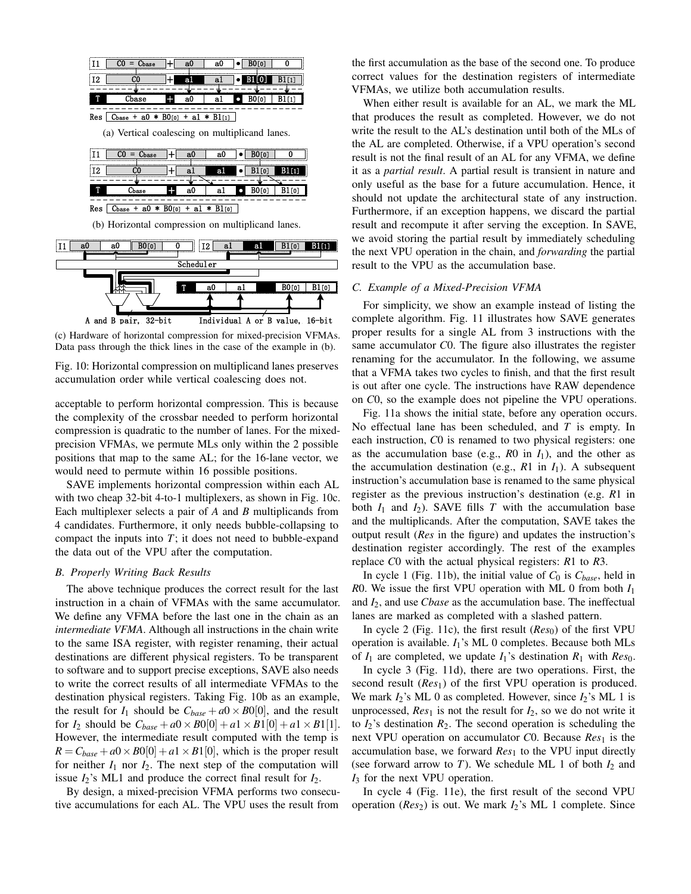(a) Vertical coalescing on multiplicand lanes.

(b) Horizontal compression on multiplicand lanes.

(c) Hardware of horizontal compression for mixed-precision VFMAs. Data pass through the thick lines in the case of the example in (b).

Fig. 10: Horizontal compression on multiplicand lanes preserves accumulation order while vertical coalescing does not.

acceptable to perform horizontal compression. This is because the complexity of the crossbar needed to perform horizontal compression is quadratic to the number of lanes. For the mixed-precision VFMAs, we permute MLs only within the 2 possible positions that map to the same AL; for the 16-lane vector, we would need to permute within 16 possible positions.

SAVE implements horizontal compression within each AL with two cheap 32-bit 4-to-1 multiplexers, as shown in Fig. 10c. Each multiplexer selects a pair of $A$ and $B$ multiplicands from 4 candidates. Furthermore, it only needs bubble-collapsing to compact the inputs into $T$; it does not need to bubble-expand the data out of the VPU after the computation.

### B. Properly Writing Back Results

The above technique produces the correct result for the last instruction in a chain of VFMAs with the same accumulator. We define any VFMA before the last one in the chain as an *intermediate VFMA*. Although all instructions in the chain write to the same ISA register, with register renaming, their actual destinations are different physical registers. To be transparent to software and to support precise exceptions, SAVE also needs to write the correct results of all intermediate VFMAs to the destination physical registers. Taking Fig. 10b as an example, the result for $I_1$ should be $C_{base} + a0 \times B0[0]$, and the result for $I_2$ should be $C_{base} + a0 \times B0[0] + a1 \times B1[0] + a1 \times B1[1]$. However, the intermediate result computed with the temp is $R = C_{base} + a0 \times B0[0] + a1 \times B1[0]$, which is the proper result for neither $I_1$ nor $I_2$. The next step of the computation will issue $I_2$'s ML1 and produce the correct final result for $I_2$.

By design, a mixed-precision VFMA performs two consecutive accumulations for each AL. The VPU uses the result from the first accumulation as the base of the second one. To produce correct values for the destination registers of intermediate VFMAs, we utilize both accumulation results.

When either result is available for an AL, we mark the ML that produces the result as completed. However, we do not write the result to the AL's destination until both of the MLs of the AL are completed. Otherwise, if a VPU operation's second result is not the final result of an AL for any VFMA, we define it as a *partial result*. A partial result is transient in nature and only useful as the base for a future accumulation. Hence, it should not update the architectural state of any instruction. Furthermore, if an exception happens, we discard the partial result and recompute it after serving the exception. In SAVE, we avoid storing the partial result by immediately scheduling the next VPU operation in the chain, and *forwarding* the partial result to the VPU as the accumulation base.

### C. Example of a Mixed-Precision VFMA

For simplicity, we show an example instead of listing the complete algorithm. Fig. 11 illustrates how SAVE generates proper results for a single AL from 3 instructions with the same accumulator $C0$. The figure also illustrates the register renaming for the accumulator. In the following, we assume that a VFMA takes two cycles to finish, and that the first result is out after one cycle. The instructions have RAW dependence on $C0$, so the example does not pipeline the VPU operations.

Fig. 11a shows the initial state, before any operation occurs. No effectual lane has been scheduled, and $T$ is empty. In each instruction, $C0$ is renamed to two physical registers: one as the accumulation base (e.g., $R0$ in $I_1$), and the other as the accumulation destination (e.g., $R1$ in $I_1$). A subsequent instruction's accumulation base is renamed to the same physical register as the previous instruction's destination (e.g. $R1$ in both $I_1$ and $I_2$). SAVE fills $T$ with the accumulation base and the multiplicands. After the computation, SAVE takes the output result (*Res* in the figure) and updates the instruction's destination register accordingly. The rest of the examples replace $C0$ with the actual physical registers: $R1$ to $R3$.

In cycle 1 (Fig. 11b), the initial value of $C_0$ is $C_{base}$, held in $R0$. We issue the first VPU operation with ML 0 from both $I_1$ and $I_2$, and use *Cbase* as the accumulation base. The ineffectual lanes are marked as completed with a slashed pattern.

In cycle 2 (Fig. 11c), the first result ($Res_0$) of the first VPU operation is available. $I_1$'s ML 0 completes. Because both MLs of $I_1$ are completed, we update $I_1$'s destination $R_1$ with $Res_0$.

In cycle 3 (Fig. 11d), there are two operations. First, the second result ($Res_1$) of the first VPU operation is produced. We mark $I_2$'s ML 0 as completed. However, since $I_2$'s ML 1 is unprocessed, $Res_1$ is not the result for $I_2$, so we do not write it to $I_2$'s destination $R_2$. The second operation is scheduling the next VPU operation on accumulator $C0$. Because $Res_1$ is the accumulation base, we forward $Res_1$ to the VPU input directly (see forward arrow to $T$). We schedule ML 1 of both $I_2$ and $I_3$ for the next VPU operation.

In cycle 4 (Fig. 11e), the first result of the second VPU operation ($Res_2$) is out. We mark $I_2$'s ML 1 complete. Since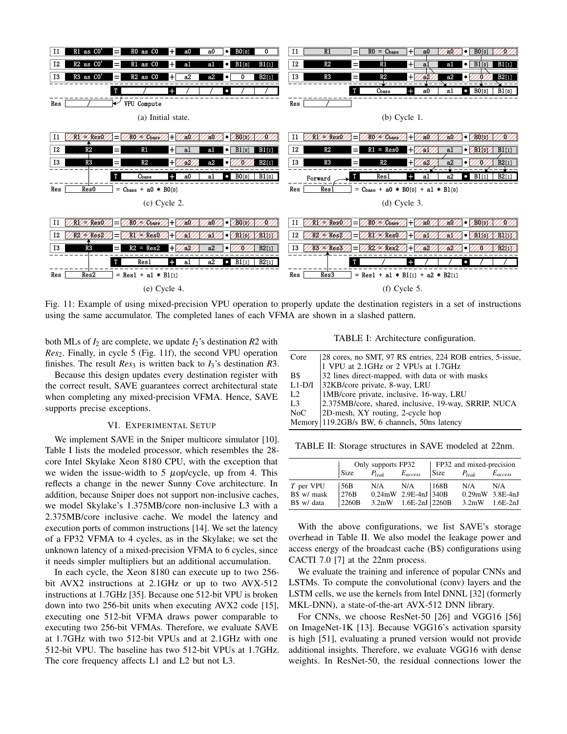Fig. 11: Example of using mixed-precision VPU operation to properly update the destination registers in a set of instructions using the same accumulator. The completed lanes of each VFMA are shown in a slashed pattern.

both MLs of $I_2$ are complete, we update $I_2$'s destination $R2$ with $Res_2$. Finally, in cycle 5 (Fig. 11f), the second VPU operation finishes. The result $Res_3$ is written back to $I_3$'s destination $R3$.

Because this design updates every destination register with the correct result, SAVE guarantees correct architectural state when completing any mixed-precision VFMA. Hence, SAVE supports precise exceptions.

## VI. Experimental Setup

We implement SAVE in the Sniper multicore simulator [10]. Table I lists the modeled processor, which resembles the 28-core Intel Skylake Xeon 8180 CPU, with the exception that we widen the issue-width to 5 $\mu$op/cycle, up from 4. This reflects a change in the newer Sunny Cove architecture. In addition, because Sniper does not support non-inclusive caches, we model Skylake's 1.375MB/core non-inclusive L3 with a 2.375MB/core inclusive cache. We model the latency and execution ports of common instructions [14]. We set the latency of a FP32 VFMA to 4 cycles, as in the Skylake; we set the unknown latency of a mixed-precision VFMA to 6 cycles, since it needs simpler multipliers but an additional accumulation.

In each cycle, the Xeon 8180 can execute up to two 256-bit AVX2 instructions at 2.1GHz or up to two AVX-512 instructions at 1.7GHz [35]. Because one 512-bit VPU is broken down into two 256-bit units when executing AVX2 code [15], executing one 512-bit VFMA draws power comparable to executing two 256-bit VFMAs. Therefore, we evaluate SAVE at 1.7GHz with two 512-bit VPUs and at 2.1GHz with one 512-bit VPU. The baseline has two 512-bit VPUs at 1.7GHz. The core frequency affects L1 and L2 but not L3.

TABLE I: Architecture configuration.

| | |
|---|---|
| Core | 28 cores, no SMT, 97 RS entries, 224 ROB entries, 5-issue, 1 VPU at 2.1GHz or 2 VPUs at 1.7GHz |
| B$ | 32 lines direct-mapped, with data or with masks |
| L1-D/I | 32KB/core private, 8-way, LRU |
| L2 | 1MB/core private, inclusive, 16-way, LRU |
| L3 | 2.375MB/core, shared, inclusive, 19-way, SRRIP, NUCA |
| NoC | 2D-mesh, XY routing, 2-cycle hop |
| Memory | 119.2GB/s BW, 6 channels, 50ns latency |

TABLE II: Storage structures in SAVE modeled at 22nm.

| | Only supports FP32 | | | FP32 and mixed-precision | | |
|---|---|---|---|---|---|---|
| | Size | $P_{leak}$ | $E_{access}$ | Size | $P_{leak}$ | $E_{access}$ |
| $T$ per VPU | 56B | N/A | N/A | 168B | N/A | N/A |
| B$ w/ mask | 276B | 0.24mW | 2.9E-4nJ | 340B | 0.29mW | 3.8E-4nJ |
| B$ w/ data | 2260B | 3.2mW | 1.6E-2nJ | 2260B | 3.2mW | 1.6E-2nJ |

With the above configurations, we list SAVE's storage overhead in Table II. We also model the leakage power and access energy of the broadcast cache (B$) configurations using CACTI 7.0 [7] at the 22nm process.

We evaluate the training and inference of popular CNNs and LSTMs. To compute the convolutional (conv) layers and the LSTM cells, we use the kernels from Intel DNNL [32] (formerly MKL-DNN), a state-of-the-art AVX-512 DNN library.

For CNNs, we choose ResNet-50 [26] and VGG16 [56] on ImageNet-1K [13]. Because VGG16's activation sparsity is high [51], evaluating a pruned version would not provide additional insights. Therefore, we evaluate VGG16 with dense weights. In ResNet-50, the residual connections lower the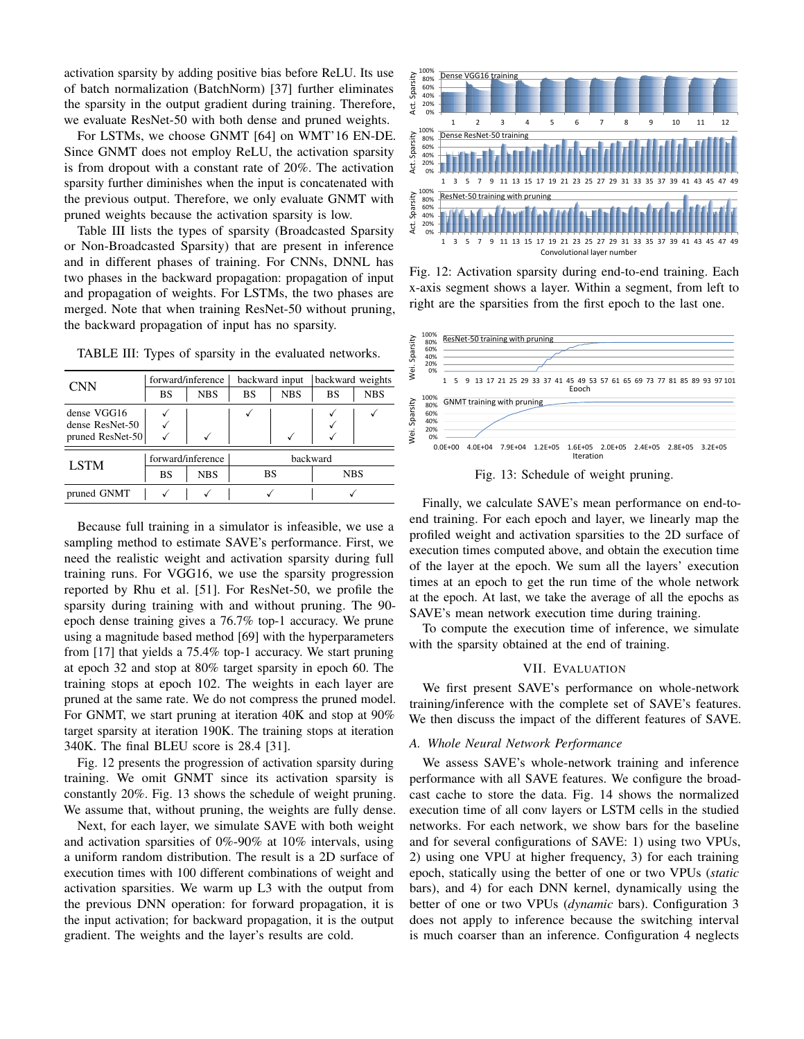activation sparsity by adding positive bias before ReLU. Its use of batch normalization (BatchNorm) [37] further eliminates the sparsity in the output gradient during training. Therefore, we evaluate ResNet-50 with both dense and pruned weights.

For LSTMs, we choose GNMT [64] on WMT'16 EN-DE. Since GNMT does not employ ReLU, the activation sparsity is from dropout with a constant rate of 20%. The activation sparsity further diminishes when the input is concatenated with the previous output. Therefore, we only evaluate GNMT with pruned weights because the activation sparsity is low.

Table III lists the types of sparsity (Broadcasted Sparsity or Non-Broadcasted Sparsity) that are present in inference and in different phases of training. For CNNs, DNNL has two phases in the backward propagation: propagation of input and propagation of weights. For LSTMs, the two phases are merged. Note that when training ResNet-50 without pruning, the backward propagation of input has no sparsity.

TABLE III: Types of sparsity in the evaluated networks.

| CNN | forward/inference | | backward input | | backward weights | |
|---|---|---|---|---|---|---|
| | BS | NBS | BS | NBS | BS | NBS |
| dense VGG16 | ✓ | | ✓ | | ✓ | ✓ |
| dense ResNet-50 | ✓ | | | | ✓ | |
| pruned ResNet-50 | ✓ | ✓ | | ✓ | ✓ | |

| LSTM | forward/inference | | backward | |
|---|---|---|---|---|
| | BS | NBS | BS | NBS |
| pruned GNMT | ✓ | ✓ | ✓ | ✓ |

Because full training in a simulator is infeasible, we use a sampling method to estimate SAVE's performance. First, we need the realistic weight and activation sparsity during full training runs. For VGG16, we use the sparsity progression reported by Rhu et al. [51]. For ResNet-50, we profile the sparsity during training with and without pruning. The 90-epoch dense training gives a 76.7% top-1 accuracy. We prune using a magnitude based method [69] with the hyperparameters from [17] that yields a 75.4% top-1 accuracy. We start pruning at epoch 32 and stop at 80% target sparsity in epoch 60. The training stops at epoch 102. The weights in each layer are pruned at the same rate. We do not compress the pruned model. For GNMT, we start pruning at iteration 40K and stop at 90% target sparsity at iteration 190K. The training stops at iteration 340K. The final BLEU score is 28.4 [31].

Fig. 12 presents the progression of activation sparsity during training. We omit GNMT since its activation sparsity is constantly 20%. Fig. 13 shows the schedule of weight pruning. We assume that, without pruning, the weights are fully dense.

Next, for each layer, we simulate SAVE with both weight and activation sparsities of 0%-90% at 10% intervals, using a uniform random distribution. The result is a 2D surface of execution times with 100 different combinations of weight and activation sparsities. We warm up L3 with the output from the previous DNN operation: for forward propagation, it is the input activation; for backward propagation, it is the output gradient. The weights and the layer's results are cold.

Fig. 12: Activation sparsity during end-to-end training. Each x-axis segment shows a layer. Within a segment, from left to right are the sparsities from the first epoch to the last one.

Fig. 13: Schedule of weight pruning.

Finally, we calculate SAVE's mean performance on end-to-end training. For each epoch and layer, we linearly map the profiled weight and activation sparsities to the 2D surface of execution times computed above, and obtain the execution time of the layer at the epoch. We sum all the layers' execution times at an epoch to get the run time of the whole network at the epoch. At last, we take the average of all the epochs as SAVE's mean network execution time during training.

To compute the execution time of inference, we simulate with the sparsity obtained at the end of training.

## VII. Evaluation

We first present SAVE's performance on whole-network training/inference with the complete set of SAVE's features. We then discuss the impact of the different features of SAVE.

### A. Whole Neural Network Performance

We assess SAVE's whole-network training and inference performance with all SAVE features. We configure the broadcast cache to store the data. Fig. 14 shows the normalized execution time of all conv layers or LSTM cells in the studied networks. For each network, we show bars for the baseline and for several configurations of SAVE: 1) using two VPUs, 2) using one VPU at higher frequency, 3) for each training epoch, statically using the better of one or two VPUs (*static* bars), and 4) for each DNN kernel, dynamically using the better of one or two VPUs (*dynamic* bars). Configuration 3 does not apply to inference because the switching interval is much coarser than an inference. Configuration 4 neglects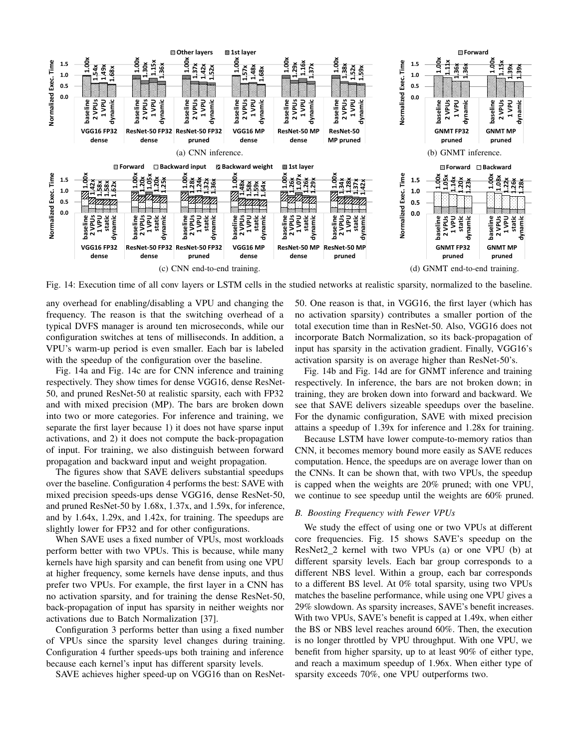Fig. 14: Execution time of all conv layers or LSTM cells in the studied networks at realistic sparsity, normalized to the baseline.

(a) CNN inference.

(b) GNMT inference.

(c) CNN end-to-end training.

(d) GNMT end-to-end training.

any overhead for enabling/disabling a VPU and changing the frequency. The reason is that the switching overhead of a typical DVFS manager is around ten microseconds, while our configuration switches at tens of milliseconds. In addition, a VPU's warm-up period is even smaller. Each bar is labeled with the speedup of the configuration over the baseline.

Fig. 14a and Fig. 14c are for CNN inference and training respectively. They show times for dense VGG16, dense ResNet-50, and pruned ResNet-50 at realistic sparsity, each with FP32 and with mixed precision (MP). The bars are broken down into two or more categories. For inference and training, we separate the first layer because 1) it does not have sparse input activations, and 2) it does not compute the back-propagation of input. For training, we also distinguish between forward propagation and backward input and weight propagation.

The figures show that SAVE delivers substantial speedups over the baseline. Configuration 4 performs the best: SAVE with mixed precision speeds-ups dense VGG16, dense ResNet-50, and pruned ResNet-50 by 1.68x, 1.37x, and 1.59x, for inference, and by 1.64x, 1.29x, and 1.42x, for training. The speedups are slightly lower for FP32 and for other configurations.

When SAVE uses a fixed number of VPUs, most workloads perform better with two VPUs. This is because, while many kernels have high sparsity and can benefit from using one VPU at higher frequency, some kernels have dense inputs, and thus prefer two VPUs. For example, the first layer in a CNN has no activation sparsity, and for training the dense ResNet-50, back-propagation of input has sparsity in neither weights nor activations due to Batch Normalization [37].

Configuration 3 performs better than using a fixed number of VPUs since the sparsity level changes during training. Configuration 4 further speeds-ups both training and inference because each kernel's input has different sparsity levels.

SAVE achieves higher speed-up on VGG16 than on ResNet-50. One reason is that, in VGG16, the first layer (which has no activation sparsity) contributes a smaller portion of the total execution time than in ResNet-50. Also, VGG16 does not incorporate Batch Normalization, so its back-propagation of input has sparsity in the activation gradient. Finally, VGG16's activation sparsity is on average higher than ResNet-50's.

Fig. 14b and Fig. 14d are for GNMT inference and training respectively. In inference, the bars are not broken down; in training, they are broken down into forward and backward. We see that SAVE delivers sizeable speedups over the baseline. For the dynamic configuration, SAVE with mixed precision attains a speedup of 1.39x for inference and 1.28x for training.

Because LSTM have lower compute-to-memory ratios than CNN, it becomes memory bound more easily as SAVE reduces computation. Hence, the speedups are on average lower than on the CNNs. It can be shown that, with two VPUs, the speedup is capped when the weights are 20% pruned; with one VPU, we continue to see speedup until the weights are 60% pruned.

### *B. Boosting Frequency with Fewer VPUs*

We study the effect of using one or two VPUs at different core frequencies. Fig. 15 shows SAVE's speedup on the ResNet2_2 kernel with two VPUs (a) or one VPU (b) at different sparsity levels. Each bar group corresponds to a different NBS level. Within a group, each bar corresponds to a different BS level. At 0% total sparsity, using two VPUs matches the baseline performance, while using one VPU gives a 29% slowdown. As sparsity increases, SAVE's benefit increases. With two VPUs, SAVE's benefit is capped at 1.49x, when either the BS or NBS level reaches around 60%. Then, the execution is no longer throttled by VPU throughput. With one VPU, we benefit from higher sparsity, up to at least 90% of either type, and reach a maximum speedup of 1.96x. When either type of sparsity exceeds 70%, one VPU outperforms two.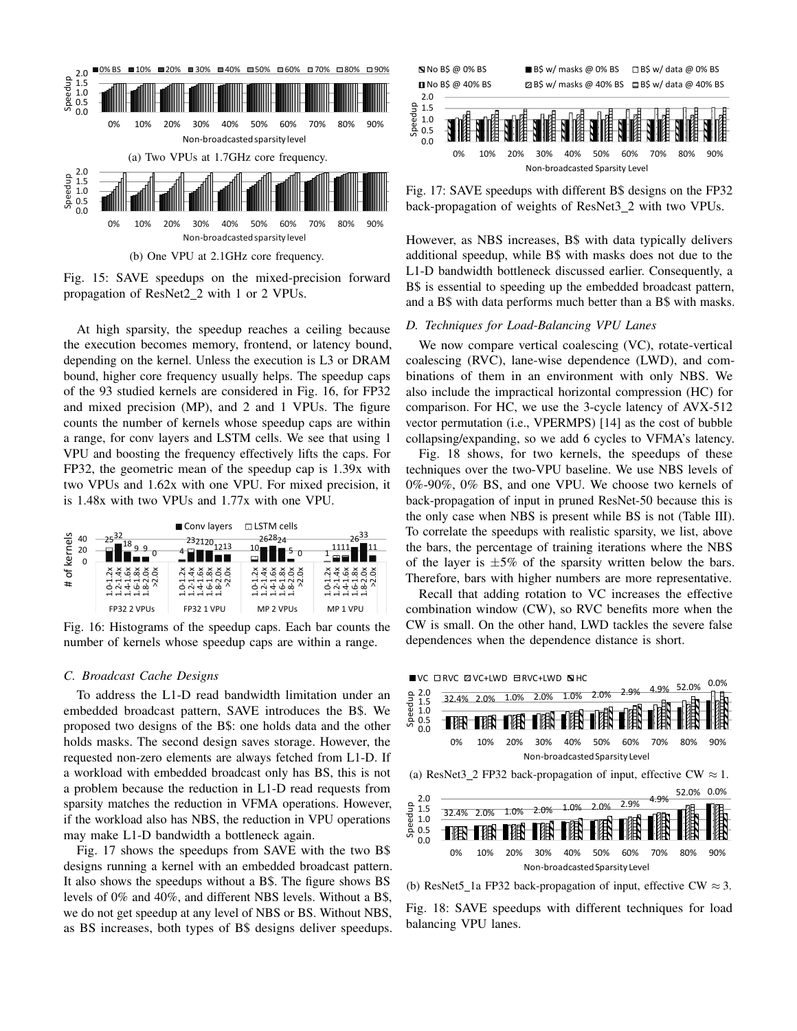(a) Two VPUs at 1.7GHz core frequency.

(b) One VPU at 2.1GHz core frequency.

Fig. 15: SAVE speedups on the mixed-precision forward propagation of ResNet2_2 with 1 or 2 VPUs.

At high sparsity, the speedup reaches a ceiling because the execution becomes memory, frontend, or latency bound, depending on the kernel. Unless the execution is L3 or DRAM bound, higher core frequency usually helps. The speedup caps of the 93 studied kernels are considered in Fig. 16, for FP32 and mixed precision (MP), and 2 and 1 VPUs. The figure counts the number of kernels whose speedup caps are within a range, for conv layers and LSTM cells. We see that using 1 VPU and boosting the frequency effectively lifts the caps. For FP32, the geometric mean of the speedup cap is 1.39x with two VPUs and 1.62x with one VPU. For mixed precision, it is 1.48x with two VPUs and 1.77x with one VPU.

Fig. 16: Histograms of the speedup caps. Each bar counts the number of kernels whose speedup caps are within a range.

### C. Broadcast Cache Designs

To address the L1-D read bandwidth limitation under an embedded broadcast pattern, SAVE introduces the B$. We proposed two designs of the B$: one holds data and the other holds masks. The second design saves storage. However, the requested non-zero elements are always fetched from L1-D. If a workload with embedded broadcast only has BS, this is not a problem because the reduction in L1-D read requests from sparsity matches the reduction in VFMA operations. However, if the workload also has NBS, the reduction in VPU operations may make L1-D bandwidth a bottleneck again.

Fig. 17 shows the speedups from SAVE with the two B$ designs running a kernel with an embedded broadcast pattern. It also shows the speedups without a B$. The figure shows BS levels of 0% and 40%, and different NBS levels. Without a B$, we do not get speedup at any level of NBS or BS. Without NBS, as BS increases, both types of B$ designs deliver speedups.

Fig. 17: SAVE speedups with different B$ designs on the FP32 back-propagation of weights of ResNet3_2 with two VPUs.

However, as NBS increases, B$ with data typically delivers additional speedup, while B$ with masks does not due to the L1-D bandwidth bottleneck discussed earlier. Consequently, a B$ is essential to speeding up the embedded broadcast pattern, and a B$ with data performs much better than a B$ with masks.

### D. Techniques for Load-Balancing VPU Lanes

We now compare vertical coalescing (VC), rotate-vertical coalescing (RVC), lane-wise dependence (LWD), and combinations of them in an environment with only NBS. We also include the impractical horizontal compression (HC) for comparison. For HC, we use the 3-cycle latency of AVX-512 vector permutation (i.e., VPERMPS) [14] as the cost of bubble collapsing/expanding, so we add 6 cycles to VFMA's latency.

Fig. 18 shows, for two kernels, the speedups of these techniques over the two-VPU baseline. We use NBS levels of 0%-90%, 0% BS, and one VPU. We choose two kernels of back-propagation of input in pruned ResNet-50 because this is the only case when NBS is present while BS is not (Table III). To correlate the speedups with realistic sparsity, we list, above the bars, the percentage of training iterations where the NBS of the layer is $\pm 5\%$ of the sparsity written below the bars. Therefore, bars with higher numbers are more representative.

Recall that adding rotation to VC increases the effective combination window (CW), so RVC benefits more when the CW is small. On the other hand, LWD tackles the severe false dependences when the dependence distance is short.

(a) ResNet3_2 FP32 back-propagation of input, effective CW $\approx 1$.

(b) ResNet5_1a FP32 back-propagation of input, effective CW $\approx 3$.

Fig. 18: SAVE speedups with different techniques for load balancing VPU lanes.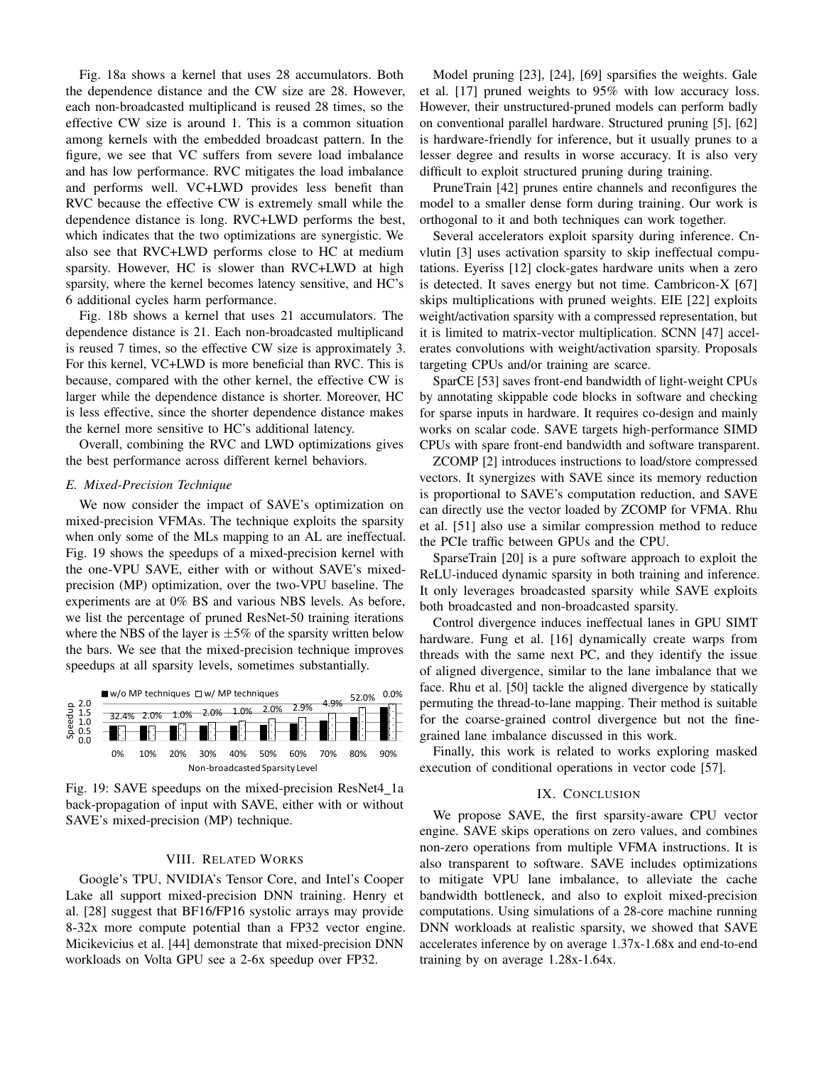Fig. 18a shows a kernel that uses 28 accumulators. Both the dependence distance and the CW size are 28. However, each non-broadcasted multiplicand is reused 28 times, so the effective CW size is around 1. This is a common situation among kernels with the embedded broadcast pattern. In the figure, we see that VC suffers from severe load imbalance and has low performance. RVC mitigates the load imbalance and performs well. VC+LWD provides less benefit than RVC because the effective CW is extremely small while the dependence distance is long. RVC+LWD performs the best, which indicates that the two optimizations are synergistic. We also see that RVC+LWD performs close to HC at medium sparsity. However, HC is slower than RVC+LWD at high sparsity, where the kernel becomes latency sensitive, and HC's 6 additional cycles harm performance.

Fig. 18b shows a kernel that uses 21 accumulators. The dependence distance is 21. Each non-broadcasted multiplicand is reused 7 times, so the effective CW size is approximately 3. For this kernel, VC+LWD is more beneficial than RVC. This is because, compared with the other kernel, the effective CW is larger while the dependence distance is shorter. Moreover, HC is less effective, since the shorter dependence distance makes the kernel more sensitive to HC's additional latency.

Overall, combining the RVC and LWD optimizations gives the best performance across different kernel behaviors.

### E. Mixed-Precision Technique

We now consider the impact of SAVE's optimization on mixed-precision VFMAs. The technique exploits the sparsity when only some of the MLs mapping to an AL are ineffectual. Fig. 19 shows the speedups of a mixed-precision kernel with the one-VPU SAVE, either with or without SAVE's mixed-precision (MP) optimization, over the two-VPU baseline. The experiments are at 0% BS and various NBS levels. As before, we list the percentage of pruned ResNet-50 training iterations where the NBS of the layer is ±5% of the sparsity written below the bars. We see that the mixed-precision technique improves speedups at all sparsity levels, sometimes substantially.

Fig. 19: SAVE speedups on the mixed-precision ResNet4_1a back-propagation of input with SAVE, either with or without SAVE's mixed-precision (MP) technique.

## VIII. Related Works

Google's TPU, NVIDIA's Tensor Core, and Intel's Cooper Lake all support mixed-precision DNN training. Henry et al. [28] suggest that BF16/FP16 systolic arrays may provide 8-32x more compute potential than a FP32 vector engine. Micikevicius et al. [44] demonstrate that mixed-precision DNN workloads on Volta GPU see a 2-6x speedup over FP32.

Model pruning [23], [24], [69] sparsifies the weights. Gale et al. [17] pruned weights to 95% with low accuracy loss. However, their unstructured-pruned models can perform badly on conventional parallel hardware. Structured pruning [5], [62] is hardware-friendly for inference, but it usually prunes to a lesser degree and results in worse accuracy. It is also very difficult to exploit structured pruning during training.

PruneTrain [42] prunes entire channels and reconfigures the model to a smaller dense form during training. Our work is orthogonal to it and both techniques can work together.

Several accelerators exploit sparsity during inference. Cnvlutin [3] uses activation sparsity to skip ineffectual computations. Eyeriss [12] clock-gates hardware units when a zero is detected. It saves energy but not time. Cambricon-X [67] skips multiplications with pruned weights. EIE [22] exploits weight/activation sparsity with a compressed representation, but it is limited to matrix-vector multiplication. SCNN [47] accelerates convolutions with weight/activation sparsity. Proposals targeting CPUs and/or training are scarce.

SparCE [53] saves front-end bandwidth of light-weight CPUs by annotating skippable code blocks in software and checking for sparse inputs in hardware. It requires co-design and mainly works on scalar code. SAVE targets high-performance SIMD CPUs with spare front-end bandwidth and software transparent.

ZCOMP [2] introduces instructions to load/store compressed vectors. It synergizes with SAVE since its memory reduction is proportional to SAVE's computation reduction, and SAVE can directly use the vector loaded by ZCOMP for VFMA. Rhu et al. [51] also use a similar compression method to reduce the PCIe traffic between GPUs and the CPU.

SparseTrain [20] is a pure software approach to exploit the ReLU-induced dynamic sparsity in both training and inference. It only leverages broadcasted sparsity while SAVE exploits both broadcasted and non-broadcasted sparsity.

Control divergence induces ineffectual lanes in GPU SIMT hardware. Fung et al. [16] dynamically create warps from threads with the same next PC, and they identify the issue of aligned divergence, similar to the lane imbalance that we face. Rhu et al. [50] tackle the aligned divergence by statically permuting the thread-to-lane mapping. Their method is suitable for the coarse-grained control divergence but not the fine-grained lane imbalance discussed in this work.

Finally, this work is related to works exploring masked execution of conditional operations in vector code [57].

## IX. Conclusion

We propose SAVE, the first sparsity-aware CPU vector engine. SAVE skips operations on zero values, and combines non-zero operations from multiple VFMA instructions. It is also transparent to software. SAVE includes optimizations to mitigate VPU lane imbalance, to alleviate the cache bandwidth bottleneck, and also to exploit mixed-precision computations. Using simulations of a 28-core machine running DNN workloads at realistic sparsity, we showed that SAVE accelerates inference by on average 1.37x-1.68x and end-to-end training by on average 1.28x-1.64x.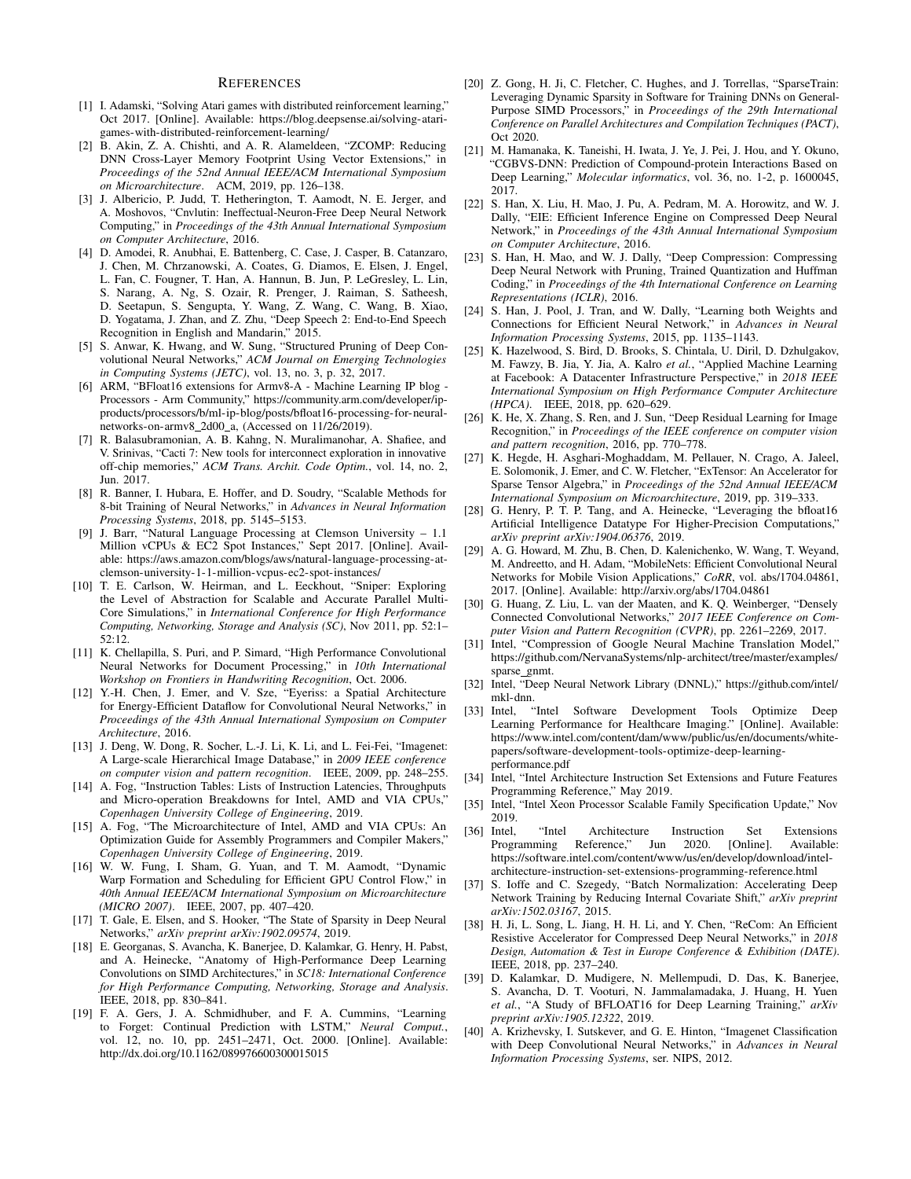## References

[1] I. Adamski, "Solving Atari games with distributed reinforcement learning," Oct 2017. [Online]. Available: https://blog.deepsense.ai/solving-atari-games-with-distributed-reinforcement-learning/

[2] B. Akin, Z. A. Chishti, and A. R. Alameldeen, "ZCOMP: Reducing DNN Cross-Layer Memory Footprint Using Vector Extensions," in *Proceedings of the 52nd Annual IEEE/ACM International Symposium on Microarchitecture*. ACM, 2019, pp. 126–138.

[3] J. Albericio, P. Judd, T. Hetherington, T. Aamodt, N. E. Jerger, and A. Moshovos, "Cnvlutin: Ineffectual-Neuron-Free Deep Neural Network Computing," in *Proceedings of the 43th Annual International Symposium on Computer Architecture*, 2016.

[4] D. Amodei, R. Anubhai, E. Battenberg, C. Case, J. Casper, B. Catanzaro, J. Chen, M. Chrzanowski, A. Coates, G. Diamos, E. Elsen, J. Engel, L. Fan, C. Fougner, T. Han, A. Hannun, B. Jun, P. LeGresley, L. Lin, S. Narang, A. Ng, S. Ozair, R. Prenger, J. Raiman, S. Satheesh, D. Seetapun, S. Sengupta, Y. Wang, Z. Wang, C. Wang, B. Xiao, D. Yogatama, J. Zhan, and Z. Zhu, "Deep Speech 2: End-to-End Speech Recognition in English and Mandarin," 2015.

[5] S. Anwar, K. Hwang, and W. Sung, "Structured Pruning of Deep Convolutional Neural Networks," *ACM Journal on Emerging Technologies in Computing Systems (JETC)*, vol. 13, no. 3, p. 32, 2017.

[6] ARM, "BFloat16 extensions for Armv8-A - Machine Learning IP blog - Processors - Arm Community," https://community.arm.com/developer/ip-products/processors/b/ml-ip-blog/posts/bfloat16-processing-for-neural-networks-on-armv8_2d00_a, (Accessed on 11/26/2019).

[7] R. Balasubramonian, A. B. Kahng, N. Muralimanohar, A. Shafiee, and V. Srinivas, "Cacti 7: New tools for interconnect exploration in innovative off-chip memories," *ACM Trans. Archit. Code Optim.*, vol. 14, no. 2, Jun. 2017.

[8] R. Banner, I. Hubara, E. Hoffer, and D. Soudry, "Scalable Methods for 8-bit Training of Neural Networks," in *Advances in Neural Information Processing Systems*, 2018, pp. 5145–5153.

[9] J. Barr, "Natural Language Processing at Clemson University – 1.1 Million vCPUs & EC2 Spot Instances," Sept 2017. [Online]. Available: https://aws.amazon.com/blogs/aws/natural-language-processing-at-clemson-university-1-1-million-vcpus-ec2-spot-instances/

[10] T. E. Carlson, W. Heirman, and L. Eeckhout, "Sniper: Exploring the Level of Abstraction for Scalable and Accurate Parallel Multi-Core Simulations," in *International Conference for High Performance Computing, Networking, Storage and Analysis (SC)*, Nov 2011, pp. 52:1–52:12.

[11] K. Chellapilla, S. Puri, and P. Simard, "High Performance Convolutional Neural Networks for Document Processing," in *10th International Workshop on Frontiers in Handwriting Recognition*, Oct. 2006.

[12] Y.-H. Chen, J. Emer, and V. Sze, "Eyeriss: a Spatial Architecture for Energy-Efficient Dataflow for Convolutional Neural Networks," in *Proceedings of the 43th Annual International Symposium on Computer Architecture*, 2016.

[13] J. Deng, W. Dong, R. Socher, L.-J. Li, K. Li, and L. Fei-Fei, "Imagenet: A Large-scale Hierarchical Image Database," in *2009 IEEE conference on computer vision and pattern recognition*. IEEE, 2009, pp. 248–255.

[14] A. Fog, "Instruction Tables: Lists of Instruction Latencies, Throughputs and Micro-operation Breakdowns for Intel, AMD and VIA CPUs," *Copenhagen University College of Engineering*, 2019.

[15] A. Fog, "The Microarchitecture of Intel, AMD and VIA CPUs: An Optimization Guide for Assembly Programmers and Compiler Makers," *Copenhagen University College of Engineering*, 2019.

[16] W. W. Fung, I. Sham, G. Yuan, and T. M. Aamodt, "Dynamic Warp Formation and Scheduling for Efficient GPU Control Flow," in *40th Annual IEEE/ACM International Symposium on Microarchitecture (MICRO 2007)*. IEEE, 2007, pp. 407–420.

[17] T. Gale, E. Elsen, and S. Hooker, "The State of Sparsity in Deep Neural Networks," *arXiv preprint arXiv:1902.09574*, 2019.

[18] E. Georganas, S. Avancha, K. Banerjee, D. Kalamkar, G. Henry, H. Pabst, and A. Heinecke, "Anatomy of High-Performance Deep Learning Convolutions on SIMD Architectures," in *SC18: International Conference for High Performance Computing, Networking, Storage and Analysis*. IEEE, 2018, pp. 830–841.

[19] F. A. Gers, J. A. Schmidhuber, and F. A. Cummins, "Learning to Forget: Continual Prediction with LSTM," *Neural Comput.*, vol. 12, no. 10, pp. 2451–2471, Oct. 2000. [Online]. Available: http://dx.doi.org/10.1162/089976600300015015

[20] Z. Gong, H. Ji, C. Fletcher, C. Hughes, and J. Torrellas, "SparseTrain: Leveraging Dynamic Sparsity in Software for Training DNNs on General-Purpose SIMD Processors," in *Proceedings of the 29th International Conference on Parallel Architectures and Compilation Techniques (PACT)*, Oct 2020.

[21] M. Hamanaka, K. Taneishi, H. Iwata, J. Ye, J. Pei, J. Hou, and Y. Okuno, "CGBVS-DNN: Prediction of Compound-protein Interactions Based on Deep Learning," *Molecular informatics*, vol. 36, no. 1-2, p. 1600045, 2017.

[22] S. Han, X. Liu, H. Mao, J. Pu, A. Pedram, M. A. Horowitz, and W. J. Dally, "EIE: Efficient Inference Engine on Compressed Deep Neural Network," in *Proceedings of the 43th Annual International Symposium on Computer Architecture*, 2016.

[23] S. Han, H. Mao, and W. J. Dally, "Deep Compression: Compressing Deep Neural Network with Pruning, Trained Quantization and Huffman Coding," in *Proceedings of the 4th International Conference on Learning Representations (ICLR)*, 2016.

[24] S. Han, J. Pool, J. Tran, and W. Dally, "Learning both Weights and Connections for Efficient Neural Network," in *Advances in Neural Information Processing Systems*, 2015, pp. 1135–1143.

[25] K. Hazelwood, S. Bird, D. Brooks, S. Chintala, U. Diril, D. Dzhulgakov, M. Fawzy, B. Jia, Y. Jia, A. Kalro *et al.*, "Applied Machine Learning at Facebook: A Datacenter Infrastructure Perspective," in *2018 IEEE International Symposium on High Performance Computer Architecture (HPCA)*. IEEE, 2018, pp. 620–629.

[26] K. He, X. Zhang, S. Ren, and J. Sun, "Deep Residual Learning for Image Recognition," in *Proceedings of the IEEE conference on computer vision and pattern recognition*, 2016, pp. 770–778.

[27] K. Hegde, H. Asghari-Moghaddam, M. Pellauer, N. Crago, A. Jaleel, E. Solomonik, J. Emer, and C. W. Fletcher, "ExTensor: An Accelerator for Sparse Tensor Algebra," in *Proceedings of the 52nd Annual IEEE/ACM International Symposium on Microarchitecture*, 2019, pp. 319–333.

[28] G. Henry, P. T. P. Tang, and A. Heinecke, "Leveraging the bfloat16 Artificial Intelligence Datatype For Higher-Precision Computations," *arXiv preprint arXiv:1904.06376*, 2019.

[29] A. G. Howard, M. Zhu, B. Chen, D. Kalenichenko, W. Wang, T. Weyand, M. Andreetto, and H. Adam, "MobileNets: Efficient Convolutional Neural Networks for Mobile Vision Applications," *CoRR*, vol. abs/1704.04861, 2017. [Online]. Available: http://arxiv.org/abs/1704.04861

[30] G. Huang, Z. Liu, L. van der Maaten, and K. Q. Weinberger, "Densely Connected Convolutional Networks," *2017 IEEE Conference on Computer Vision and Pattern Recognition (CVPR)*, pp. 2261–2269, 2017.

[31] Intel, "Compression of Google Neural Machine Translation Model," https://github.com/NervanaSystems/nlp-architect/tree/master/examples/sparse_gnmt.

[32] Intel, "Deep Neural Network Library (DNNL)," https://github.com/intel/mkl-dnn.

[33] Intel, "Intel Software Development Tools Optimize Deep Learning Performance for Healthcare Imaging." [Online]. Available: https://www.intel.com/content/dam/www/public/us/en/documents/white-papers/software-development-tools-optimize-deep-learning-performance.pdf

[34] Intel, "Intel Architecture Instruction Set Extensions and Future Features Programming Reference," May 2019.

[35] Intel, "Intel Xeon Processor Scalable Family Specification Update," Nov 2019.

[36] Intel, "Intel Architecture Instruction Set Extensions Programming Reference," Jun 2020. [Online]. Available: https://software.intel.com/content/www/us/en/develop/download/intel-architecture-instruction-set-extensions-programming-reference.html

[37] S. Ioffe and C. Szegedy, "Batch Normalization: Accelerating Deep Network Training by Reducing Internal Covariate Shift," *arXiv preprint arXiv:1502.03167*, 2015.

[38] H. Ji, L. Song, L. Jiang, H. H. Li, and Y. Chen, "ReCom: An Efficient Resistive Accelerator for Compressed Deep Neural Networks," in *2018 Design, Automation & Test in Europe Conference & Exhibition (DATE)*. IEEE, 2018, pp. 237–240.

[39] D. Kalamkar, D. Mudigere, N. Mellempudi, D. Das, K. Banerjee, S. Avancha, D. T. Vooturi, N. Jammalamadaka, J. Huang, H. Yuen *et al.*, "A Study of BFLOAT16 for Deep Learning Training," *arXiv preprint arXiv:1905.12322*, 2019.

[40] A. Krizhevsky, I. Sutskever, and G. E. Hinton, "Imagenet Classification with Deep Convolutional Neural Networks," in *Advances in Neural Information Processing Systems*, ser. NIPS, 2012.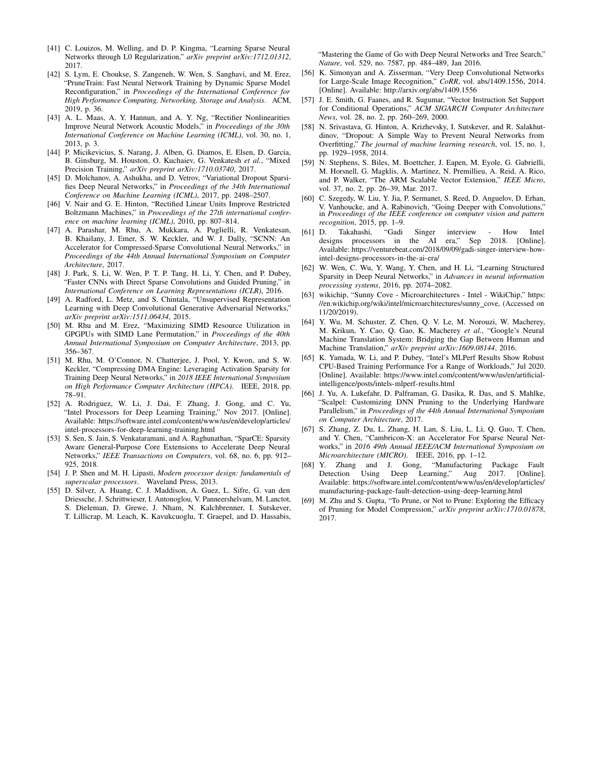[41] C. Louizos, M. Welling, and D. P. Kingma, "Learning Sparse Neural Networks through L0 Regularization," *arXiv preprint arXiv:1712.01312*, 2017.

[42] S. Lym, E. Choukse, S. Zangeneh, W. Wen, S. Sanghavi, and M. Erez, "PruneTrain: Fast Neural Network Training by Dynamic Sparse Model Reconfiguration," in *Proceedings of the International Conference for High Performance Computing, Networking, Storage and Analysis*. ACM, 2019, p. 36.

[43] A. L. Maas, A. Y. Hannun, and A. Y. Ng, "Rectifier Nonlinearities Improve Neural Network Acoustic Models," in *Proceedings of the 30th International Conference on Machine Learning (ICML)*, vol. 30, no. 1, 2013, p. 3.

[44] P. Micikevicius, S. Narang, J. Alben, G. Diamos, E. Elsen, D. Garcia, B. Ginsburg, M. Houston, O. Kuchaiev, G. Venkatesh *et al.*, "Mixed Precision Training," *arXiv preprint arXiv:1710.03740*, 2017.

[45] D. Molchanov, A. Ashukha, and D. Vetrov, "Variational Dropout Sparsifies Deep Neural Networks," in *Proceedings of the 34th International Conference on Machine Learning (ICML)*, 2017, pp. 2498–2507.

[46] V. Nair and G. E. Hinton, "Rectified Linear Units Improve Restricted Boltzmann Machines," in *Proceedings of the 27th international conference on machine learning (ICML)*, 2010, pp. 807–814.

[47] A. Parashar, M. Rhu, A. Mukkara, A. Puglielli, R. Venkatesan, B. Khailany, J. Emer, S. W. Keckler, and W. J. Dally, "SCNN: An Accelerator for Compressed-Sparse Convolutional Neural Networks," in *Proceedings of the 44th Annual International Symposium on Computer Architecture*, 2017.

[48] J. Park, S. Li, W. Wen, P. T. P. Tang, H. Li, Y. Chen, and P. Dubey, "Faster CNNs with Direct Sparse Convolutions and Guided Pruning," in *International Conference on Learning Representations (ICLR)*, 2016.

[49] A. Radford, L. Metz, and S. Chintala, "Unsupervised Representation Learning with Deep Convolutional Generative Adversarial Networks," *arXiv preprint arXiv:1511.06434*, 2015.

[50] M. Rhu and M. Erez, "Maximizing SIMD Resource Utilization in GPGPUs with SIMD Lane Permutation," in *Proceedings of the 40th Annual International Symposium on Computer Architecture*, 2013, pp. 356–367.

[51] M. Rhu, M. O'Connor, N. Chatterjee, J. Pool, Y. Kwon, and S. W. Keckler, "Compressing DMA Engine: Leveraging Activation Sparsity for Training Deep Neural Networks," in *2018 IEEE International Symposium on High Performance Computer Architecture (HPCA)*. IEEE, 2018, pp. 78–91.

[52] A. Rodriguez, W. Li, J. Dai, F. Zhang, J. Gong, and C. Yu, "Intel Processors for Deep Learning Training," Nov 2017. [Online]. Available: https://software.intel.com/content/www/us/en/develop/articles/intel-processors-for-deep-learning-training.html

[53] S. Sen, S. Jain, S. Venkataramani, and A. Raghunathan, "SparCE: Sparsity Aware General-Purpose Core Extensions to Accelerate Deep Neural Networks," *IEEE Transactions on Computers*, vol. 68, no. 6, pp. 912–925, 2018.

[54] J. P. Shen and M. H. Lipasti, *Modern processor design: fundamentals of superscalar processors*. Waveland Press, 2013.

[55] D. Silver, A. Huang, C. J. Maddison, A. Guez, L. Sifre, G. van den Driessche, J. Schrittwieser, I. Antonoglou, V. Panneershelvam, M. Lanctot, S. Dieleman, D. Grewe, J. Nham, N. Kalchbrenner, I. Sutskever, T. Lillicrap, M. Leach, K. Kavukcuoglu, T. Graepel, and D. Hassabis, "Mastering the Game of Go with Deep Neural Networks and Tree Search," *Nature*, vol. 529, no. 7587, pp. 484–489, Jan 2016.

[56] K. Simonyan and A. Zisserman, "Very Deep Convolutional Networks for Large-Scale Image Recognition," *CoRR*, vol. abs/1409.1556, 2014. [Online]. Available: http://arxiv.org/abs/1409.1556

[57] J. E. Smith, G. Faanes, and R. Sugumar, "Vector Instruction Set Support for Conditional Operations," *ACM SIGARCH Computer Architecture News*, vol. 28, no. 2, pp. 260–269, 2000.

[58] N. Srivastava, G. Hinton, A. Krizhevsky, I. Sutskever, and R. Salakhutdinov, "Dropout: A Simple Way to Prevent Neural Networks from Overfitting," *The journal of machine learning research*, vol. 15, no. 1, pp. 1929–1958, 2014.

[59] N. Stephens, S. Biles, M. Boettcher, J. Eapen, M. Eyole, G. Gabrielli, M. Horsnell, G. Magklis, A. Martinez, N. Premillieu, A. Reid, A. Rico, and P. Walker, "The ARM Scalable Vector Extension," *IEEE Micro*, vol. 37, no. 2, pp. 26–39, Mar. 2017.

[60] C. Szegedy, W. Liu, Y. Jia, P. Sermanet, S. Reed, D. Anguelov, D. Erhan, V. Vanhoucke, and A. Rabinovich, "Going Deeper with Convolutions," in *Proceedings of the IEEE conference on computer vision and pattern recognition*, 2015, pp. 1–9.

[61] D. Takahashi, "Gadi Singer interview - How Intel designs processors in the AI era," Sep 2018. [Online]. Available: https://venturebeat.com/2018/09/09/gadi-singer-interview-how-intel-designs-processors-in-the-ai-era/

[62] W. Wen, C. Wu, Y. Wang, Y. Chen, and H. Li, "Learning Structured Sparsity in Deep Neural Networks," in *Advances in neural information processing systems*, 2016, pp. 2074–2082.

[63] wikichip, "Sunny Cove - Microarchitectures - Intel - WikiChip," https://en.wikichip.org/wiki/intel/microarchitectures/sunny_cove, (Accessed on 11/20/2019).

[64] Y. Wu, M. Schuster, Z. Chen, Q. V. Le, M. Norouzi, W. Macherey, M. Krikun, Y. Cao, Q. Gao, K. Macherey *et al.*, "Google's Neural Machine Translation System: Bridging the Gap Between Human and Machine Translation," *arXiv preprint arXiv:1609.08144*, 2016.

[65] K. Yamada, W. Li, and P. Dubey, "Intel's MLPerf Results Show Robust CPU-Based Training Performance For a Range of Workloads," Jul 2020. [Online]. Available: https://www.intel.com/content/www/us/en/artificial-intelligence/posts/intels-mlperf-results.html

[66] J. Yu, A. Lukefahr, D. Palframan, G. Dasika, R. Das, and S. Mahlke, "Scalpel: Customizing DNN Pruning to the Underlying Hardware Parallelism," in *Proceedings of the 44th Annual International Symposium on Computer Architecture*, 2017.

[67] S. Zhang, Z. Du, L. Zhang, H. Lan, S. Liu, L. Li, Q. Guo, T. Chen, and Y. Chen, "Cambricon-X: an Accelerator For Sparse Neural Networks," in *2016 49th Annual IEEE/ACM International Symposium on Microarchitecture (MICRO)*. IEEE, 2016, pp. 1–12.

[68] Y. Zhang and J. Gong, "Manufacturing Package Fault Detection Using Deep Learning," Aug 2017. [Online]. Available: https://software.intel.com/content/www/us/en/develop/articles/manufacturing-package-fault-detection-using-deep-learning.html

[69] M. Zhu and S. Gupta, "To Prune, or Not to Prune: Exploring the Efficacy of Pruning for Model Compression," *arXiv preprint arXiv:1710.01878*, 2017.